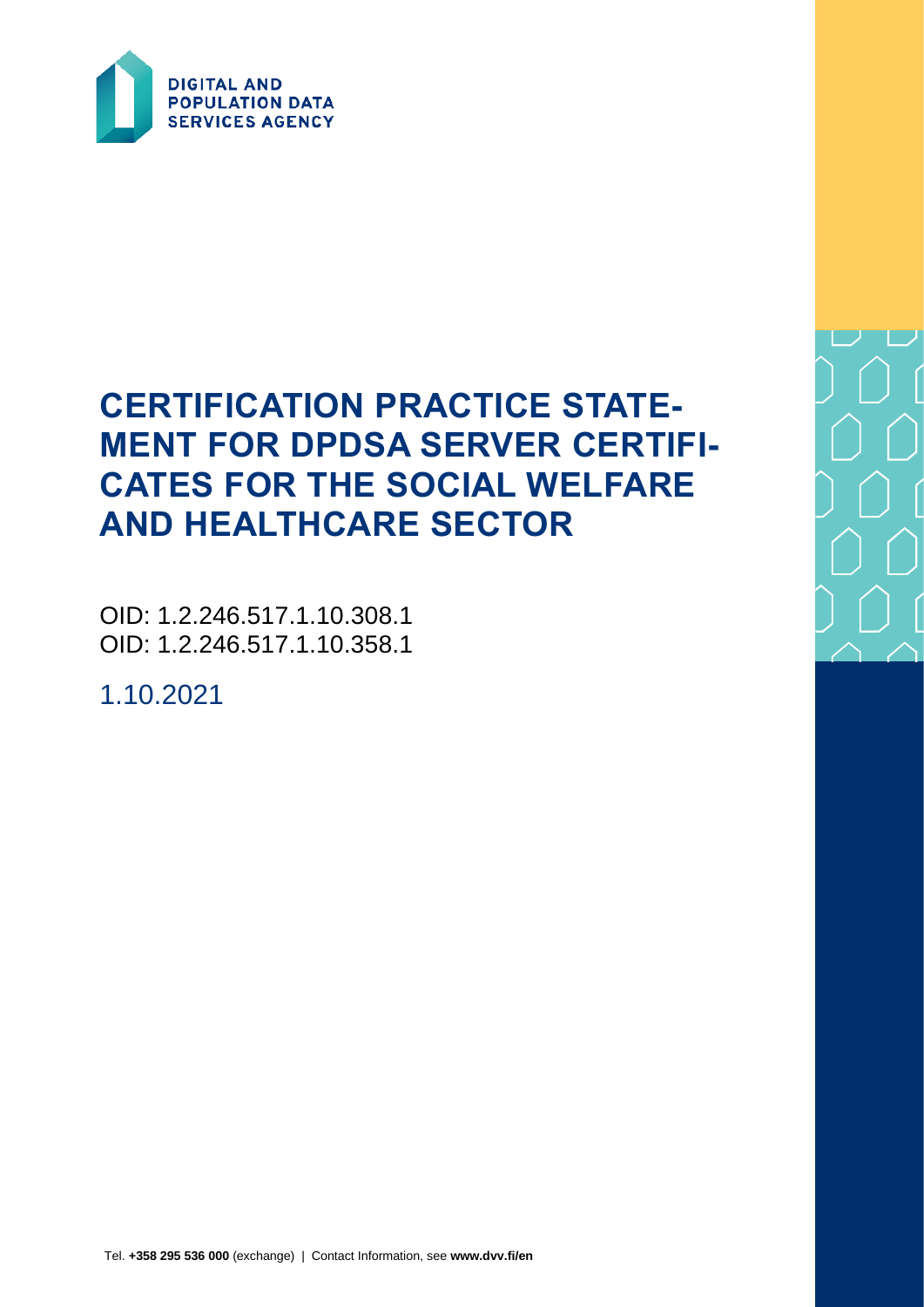DIGITAL AND POPULATION DATA SERVICES AGENCY

# CERTIFICATION PRACTICE STATEMENT FOR DPDSA SERVER CERTIFICATES FOR THE SOCIAL WELFARE AND HEALTHCARE SECTOR

OID: 1.2.246.517.1.10.308.1
OID: 1.2.246.517.1.10.358.1

1.10.2021

Tel. **+358 295 536 000** (exchange) | Contact Information, see **www.dvv.fi/en**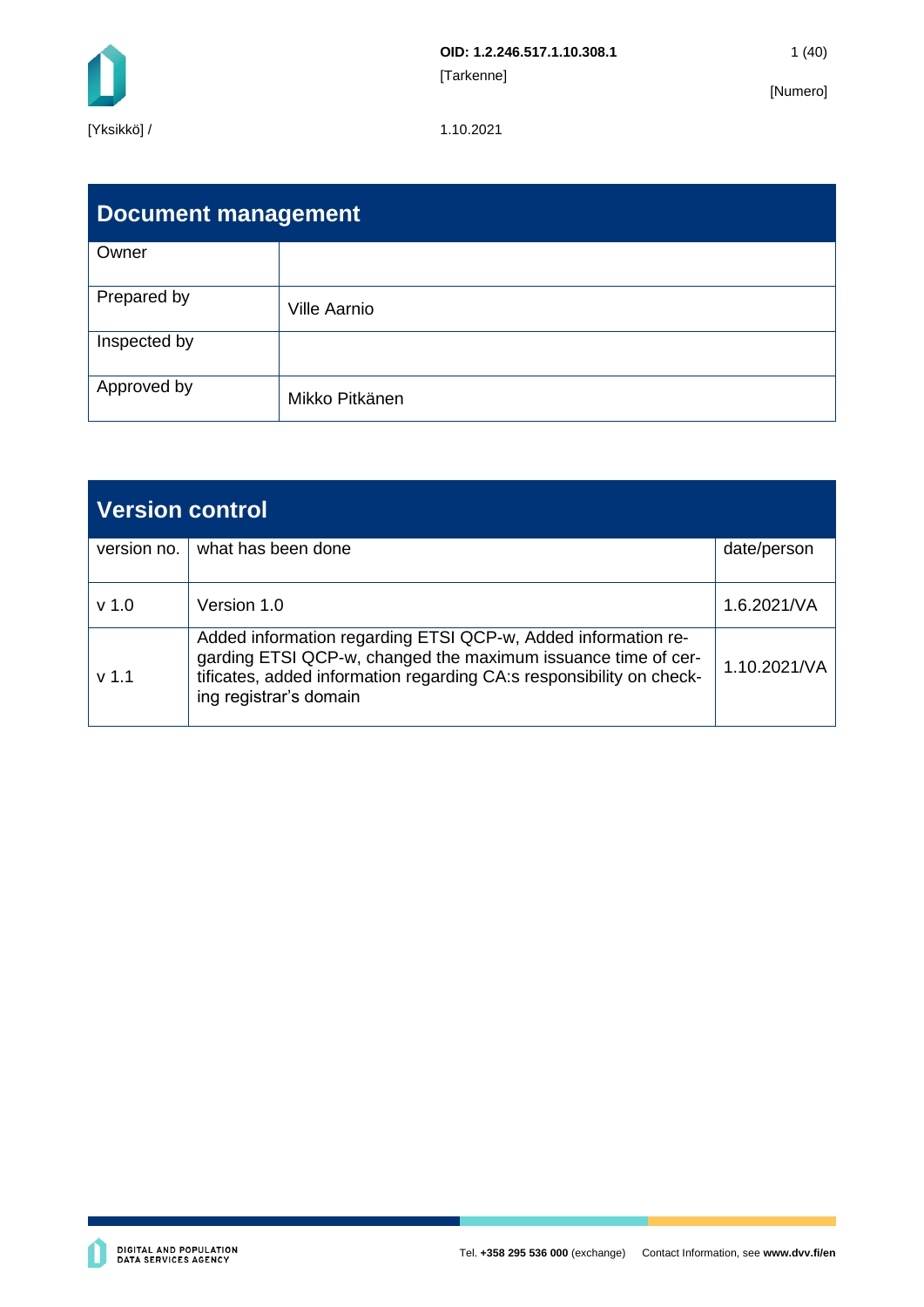OID: 1.2.246.517.1.10.308.1

[Tarkenne]

[Numero]

[Yksikkö] /

1.10.2021

| Document management | |
|---|---|
| Owner | |
| Prepared by | Ville Aarnio |
| Inspected by | |
| Approved by | Mikko Pitkänen |

| Version control | | |
|---|---|---|
| version no. | what has been done | date/person |
| v 1.0 | Version 1.0 | 1.6.2021/VA |
| v 1.1 | Added information regarding ETSI QCP-w, Added information regarding ETSI QCP-w, changed the maximum issuance time of certificates, added information regarding CA:s responsibility on checking registrar's domain | 1.10.2021/VA |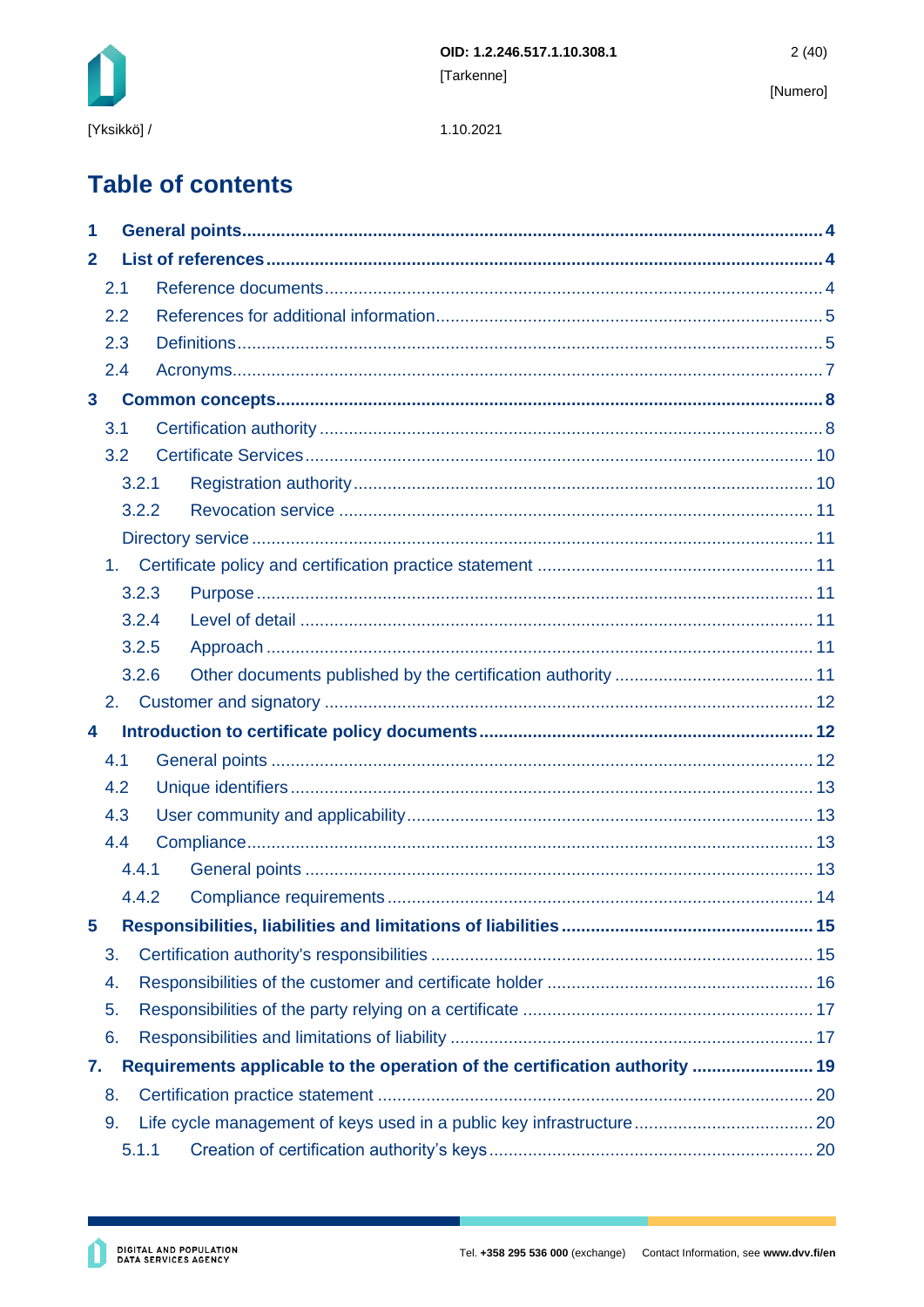# Table of contents

1 **General points** ..... 4

2 **List of references** ..... 4

2.1 Reference documents ..... 4

2.2 References for additional information ..... 5

2.3 Definitions ..... 5

2.4 Acronyms ..... 7

3 **Common concepts** ..... 8

3.1 Certification authority ..... 8

3.2 Certificate Services ..... 10

3.2.1 Registration authority ..... 10

3.2.2 Revocation service ..... 11

Directory service ..... 11

1. Certificate policy and certification practice statement ..... 11

3.2.3 Purpose ..... 11

3.2.4 Level of detail ..... 11

3.2.5 Approach ..... 11

3.2.6 Other documents published by the certification authority ..... 11

2. Customer and signatory ..... 12

4 **Introduction to certificate policy documents** ..... 12

4.1 General points ..... 12

4.2 Unique identifiers ..... 13

4.3 User community and applicability ..... 13

4.4 Compliance ..... 13

4.4.1 General points ..... 13

4.4.2 Compliance requirements ..... 14

5 **Responsibilities, liabilities and limitations of liabilities** ..... 15

3. Certification authority's responsibilities ..... 15

4. Responsibilities of the customer and certificate holder ..... 16

5. Responsibilities of the party relying on a certificate ..... 17

6. Responsibilities and limitations of liability ..... 17

7. **Requirements applicable to the operation of the certification authority** ..... 19

8. Certification practice statement ..... 20

9. Life cycle management of keys used in a public key infrastructure ..... 20

5.1.1 Creation of certification authority's keys ..... 20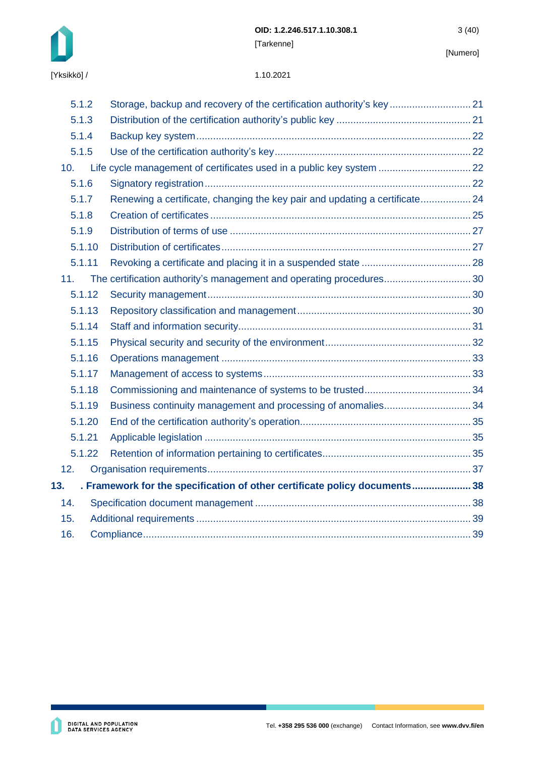5.1.2 Storage, backup and recovery of the certification authority's key ............................ 21
5.1.3 Distribution of the certification authority's public key ............................................... 21
5.1.4 Backup key system .................................................................................................. 22
5.1.5 Use of the certification authority's key ...................................................................... 22
10. Life cycle management of certificates used in a public key system ................................ 22
5.1.6 Signatory registration .............................................................................................. 22
5.1.7 Renewing a certificate, changing the key pair and updating a certificate .................. 24
5.1.8 Creation of certificates ............................................................................................ 25
5.1.9 Distribution of terms of use ..................................................................................... 27
5.1.10 Distribution of certificates ...................................................................................... 27
5.1.11 Revoking a certificate and placing it in a suspended state ...................................... 28
11. The certification authority's management and operating procedures .............................. 30
5.1.12 Security management ............................................................................................. 30
5.1.13 Repository classification and management .............................................................. 30
5.1.14 Staff and information security ................................................................................. 31
5.1.15 Physical security and security of the environment .................................................... 32
5.1.16 Operations management ........................................................................................ 33
5.1.17 Management of access to systems ......................................................................... 33
5.1.18 Commissioning and maintenance of systems to be trusted ..................................... 34
5.1.19 Business continuity management and processing of anomalies .............................. 34
5.1.20 End of the certification authority's operation ............................................................ 35
5.1.21 Applicable legislation ............................................................................................. 35
5.1.22 Retention of information pertaining to certificates .................................................... 35
12. Organisation requirements ............................................................................................. 37

**13. . Framework for the specification of other certificate policy documents ..................... 38**

14. Specification document management ............................................................................ 38
15. Additional requirements ................................................................................................. 39
16. Compliance .................................................................................................................... 39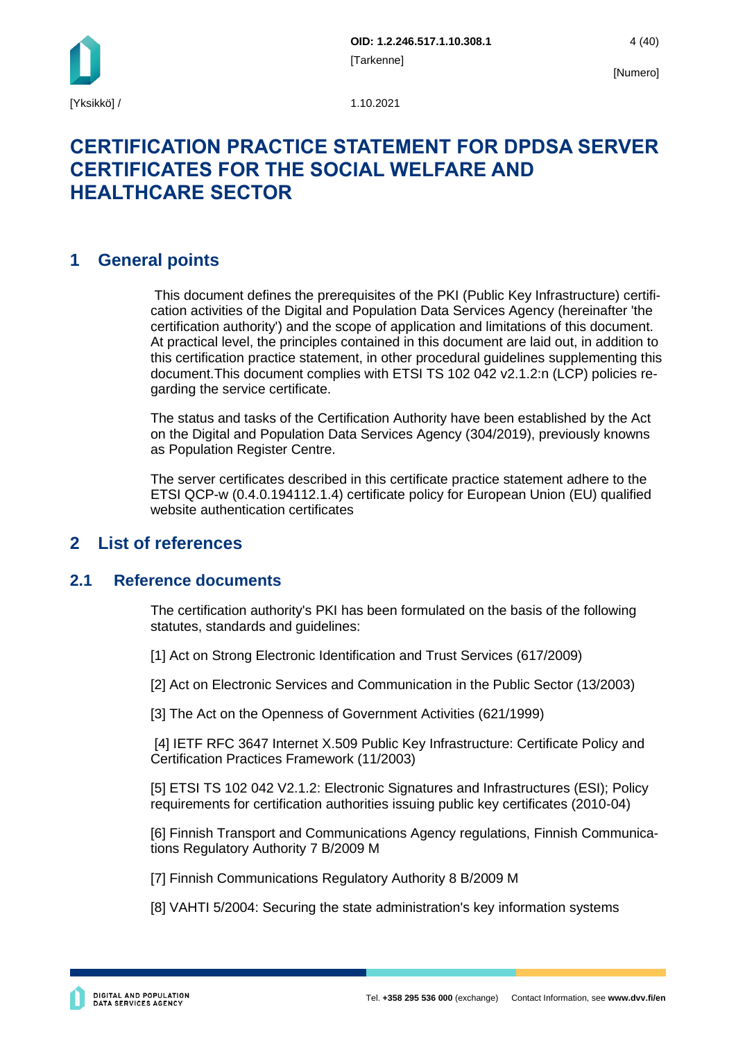# CERTIFICATION PRACTICE STATEMENT FOR DPDSA SERVER CERTIFICATES FOR THE SOCIAL WELFARE AND HEALTHCARE SECTOR

## 1 General points

This document defines the prerequisites of the PKI (Public Key Infrastructure) certification activities of the Digital and Population Data Services Agency (hereinafter 'the certification authority') and the scope of application and limitations of this document. At practical level, the principles contained in this document are laid out, in addition to this certification practice statement, in other procedural guidelines supplementing this document.This document complies with ETSI TS 102 042 v2.1.2:n (LCP) policies regarding the service certificate.

The status and tasks of the Certification Authority have been established by the Act on the Digital and Population Data Services Agency (304/2019), previously knowns as Population Register Centre.

The server certificates described in this certificate practice statement adhere to the ETSI QCP-w (0.4.0.194112.1.4) certificate policy for European Union (EU) qualified website authentication certificates

## 2 List of references

### 2.1 Reference documents

The certification authority's PKI has been formulated on the basis of the following statutes, standards and guidelines:

[1] Act on Strong Electronic Identification and Trust Services (617/2009)

[2] Act on Electronic Services and Communication in the Public Sector (13/2003)

[3] The Act on the Openness of Government Activities (621/1999)

[4] IETF RFC 3647 Internet X.509 Public Key Infrastructure: Certificate Policy and Certification Practices Framework (11/2003)

[5] ETSI TS 102 042 V2.1.2: Electronic Signatures and Infrastructures (ESI); Policy requirements for certification authorities issuing public key certificates (2010-04)

[6] Finnish Transport and Communications Agency regulations, Finnish Communications Regulatory Authority 7 B/2009 M

[7] Finnish Communications Regulatory Authority 8 B/2009 M

[8] VAHTI 5/2004: Securing the state administration's key information systems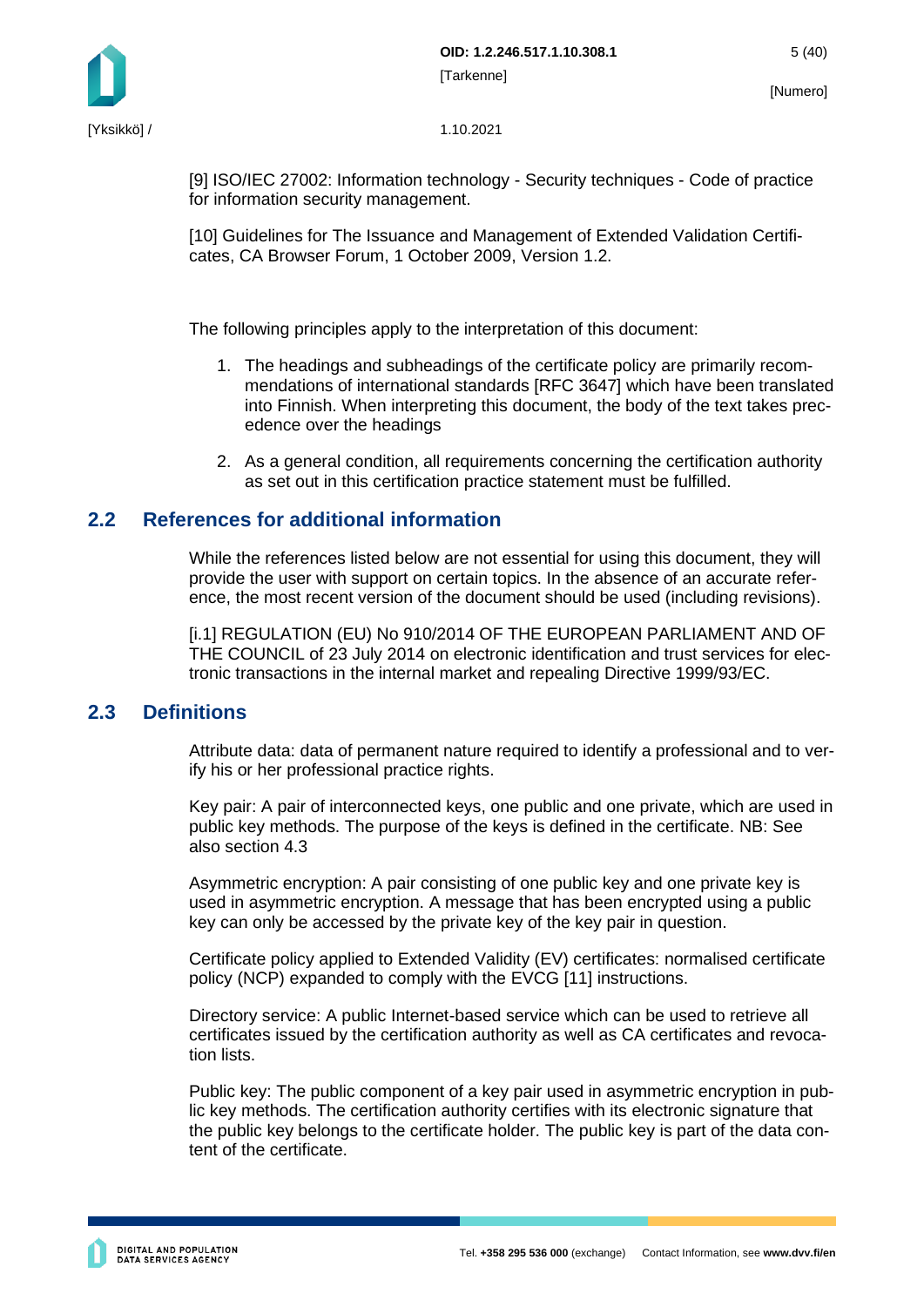[9] ISO/IEC 27002: Information technology - Security techniques - Code of practice for information security management.

[10] Guidelines for The Issuance and Management of Extended Validation Certificates, CA Browser Forum, 1 October 2009, Version 1.2.

The following principles apply to the interpretation of this document:

1. The headings and subheadings of the certificate policy are primarily recommendations of international standards [RFC 3647] which have been translated into Finnish. When interpreting this document, the body of the text takes precedence over the headings
2. As a general condition, all requirements concerning the certification authority as set out in this certification practice statement must be fulfilled.

## 2.2 References for additional information

While the references listed below are not essential for using this document, they will provide the user with support on certain topics. In the absence of an accurate reference, the most recent version of the document should be used (including revisions).

[i.1] REGULATION (EU) No 910/2014 OF THE EUROPEAN PARLIAMENT AND OF THE COUNCIL of 23 July 2014 on electronic identification and trust services for electronic transactions in the internal market and repealing Directive 1999/93/EC.

## 2.3 Definitions

Attribute data: data of permanent nature required to identify a professional and to verify his or her professional practice rights.

Key pair: A pair of interconnected keys, one public and one private, which are used in public key methods. The purpose of the keys is defined in the certificate. NB: See also section 4.3

Asymmetric encryption: A pair consisting of one public key and one private key is used in asymmetric encryption. A message that has been encrypted using a public key can only be accessed by the private key of the key pair in question.

Certificate policy applied to Extended Validity (EV) certificates: normalised certificate policy (NCP) expanded to comply with the EVCG [11] instructions.

Directory service: A public Internet-based service which can be used to retrieve all certificates issued by the certification authority as well as CA certificates and revocation lists.

Public key: The public component of a key pair used in asymmetric encryption in public key methods. The certification authority certifies with its electronic signature that the public key belongs to the certificate holder. The public key is part of the data content of the certificate.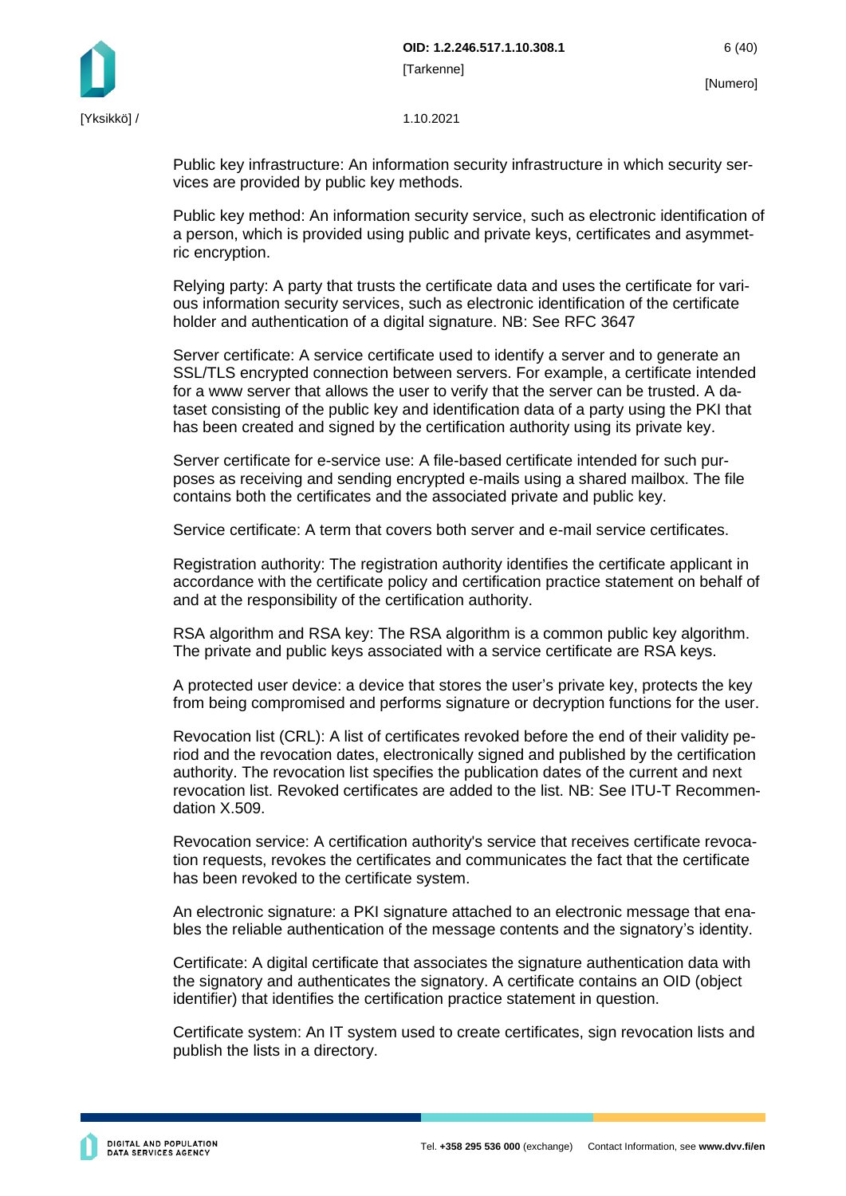Public key infrastructure: An information security infrastructure in which security services are provided by public key methods.

Public key method: An information security service, such as electronic identification of a person, which is provided using public and private keys, certificates and asymmetric encryption.

Relying party: A party that trusts the certificate data and uses the certificate for various information security services, such as electronic identification of the certificate holder and authentication of a digital signature. NB: See RFC 3647

Server certificate: A service certificate used to identify a server and to generate an SSL/TLS encrypted connection between servers. For example, a certificate intended for a www server that allows the user to verify that the server can be trusted. A dataset consisting of the public key and identification data of a party using the PKI that has been created and signed by the certification authority using its private key.

Server certificate for e-service use: A file-based certificate intended for such purposes as receiving and sending encrypted e-mails using a shared mailbox. The file contains both the certificates and the associated private and public key.

Service certificate: A term that covers both server and e-mail service certificates.

Registration authority: The registration authority identifies the certificate applicant in accordance with the certificate policy and certification practice statement on behalf of and at the responsibility of the certification authority.

RSA algorithm and RSA key: The RSA algorithm is a common public key algorithm. The private and public keys associated with a service certificate are RSA keys.

A protected user device: a device that stores the user's private key, protects the key from being compromised and performs signature or decryption functions for the user.

Revocation list (CRL): A list of certificates revoked before the end of their validity period and the revocation dates, electronically signed and published by the certification authority. The revocation list specifies the publication dates of the current and next revocation list. Revoked certificates are added to the list. NB: See ITU-T Recommendation X.509.

Revocation service: A certification authority's service that receives certificate revocation requests, revokes the certificates and communicates the fact that the certificate has been revoked to the certificate system.

An electronic signature: a PKI signature attached to an electronic message that enables the reliable authentication of the message contents and the signatory's identity.

Certificate: A digital certificate that associates the signature authentication data with the signatory and authenticates the signatory. A certificate contains an OID (object identifier) that identifies the certification practice statement in question.

Certificate system: An IT system used to create certificates, sign revocation lists and publish the lists in a directory.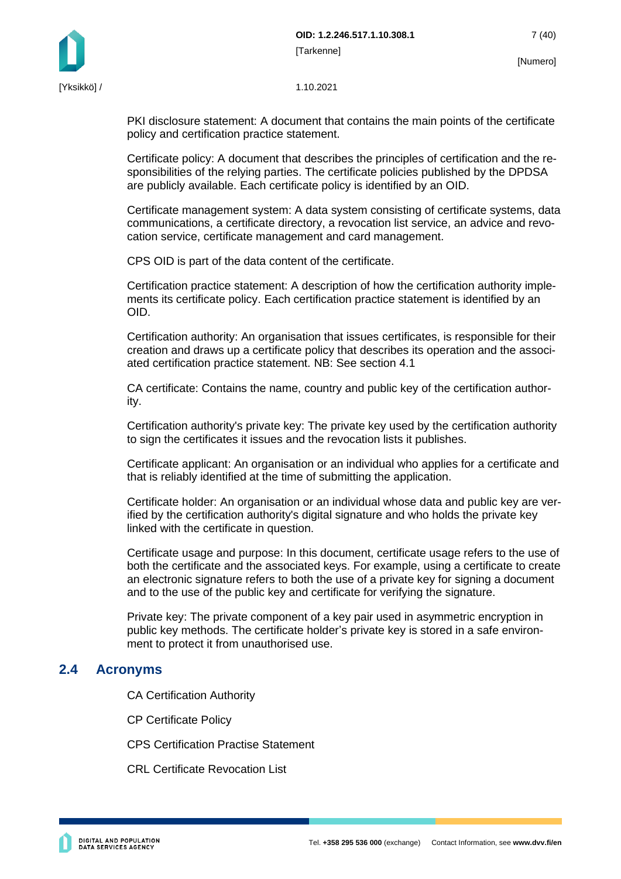PKI disclosure statement: A document that contains the main points of the certificate policy and certification practice statement.

Certificate policy: A document that describes the principles of certification and the responsibilities of the relying parties. The certificate policies published by the DPDSA are publicly available. Each certificate policy is identified by an OID.

Certificate management system: A data system consisting of certificate systems, data communications, a certificate directory, a revocation list service, an advice and revocation service, certificate management and card management.

CPS OID is part of the data content of the certificate.

Certification practice statement: A description of how the certification authority implements its certificate policy. Each certification practice statement is identified by an OID.

Certification authority: An organisation that issues certificates, is responsible for their creation and draws up a certificate policy that describes its operation and the associated certification practice statement. NB: See section 4.1

CA certificate: Contains the name, country and public key of the certification authority.

Certification authority's private key: The private key used by the certification authority to sign the certificates it issues and the revocation lists it publishes.

Certificate applicant: An organisation or an individual who applies for a certificate and that is reliably identified at the time of submitting the application.

Certificate holder: An organisation or an individual whose data and public key are verified by the certification authority's digital signature and who holds the private key linked with the certificate in question.

Certificate usage and purpose: In this document, certificate usage refers to the use of both the certificate and the associated keys. For example, using a certificate to create an electronic signature refers to both the use of a private key for signing a document and to the use of the public key and certificate for verifying the signature.

Private key: The private component of a key pair used in asymmetric encryption in public key methods. The certificate holder's private key is stored in a safe environment to protect it from unauthorised use.

## 2.4 Acronyms

CA Certification Authority

CP Certificate Policy

CPS Certification Practise Statement

CRL Certificate Revocation List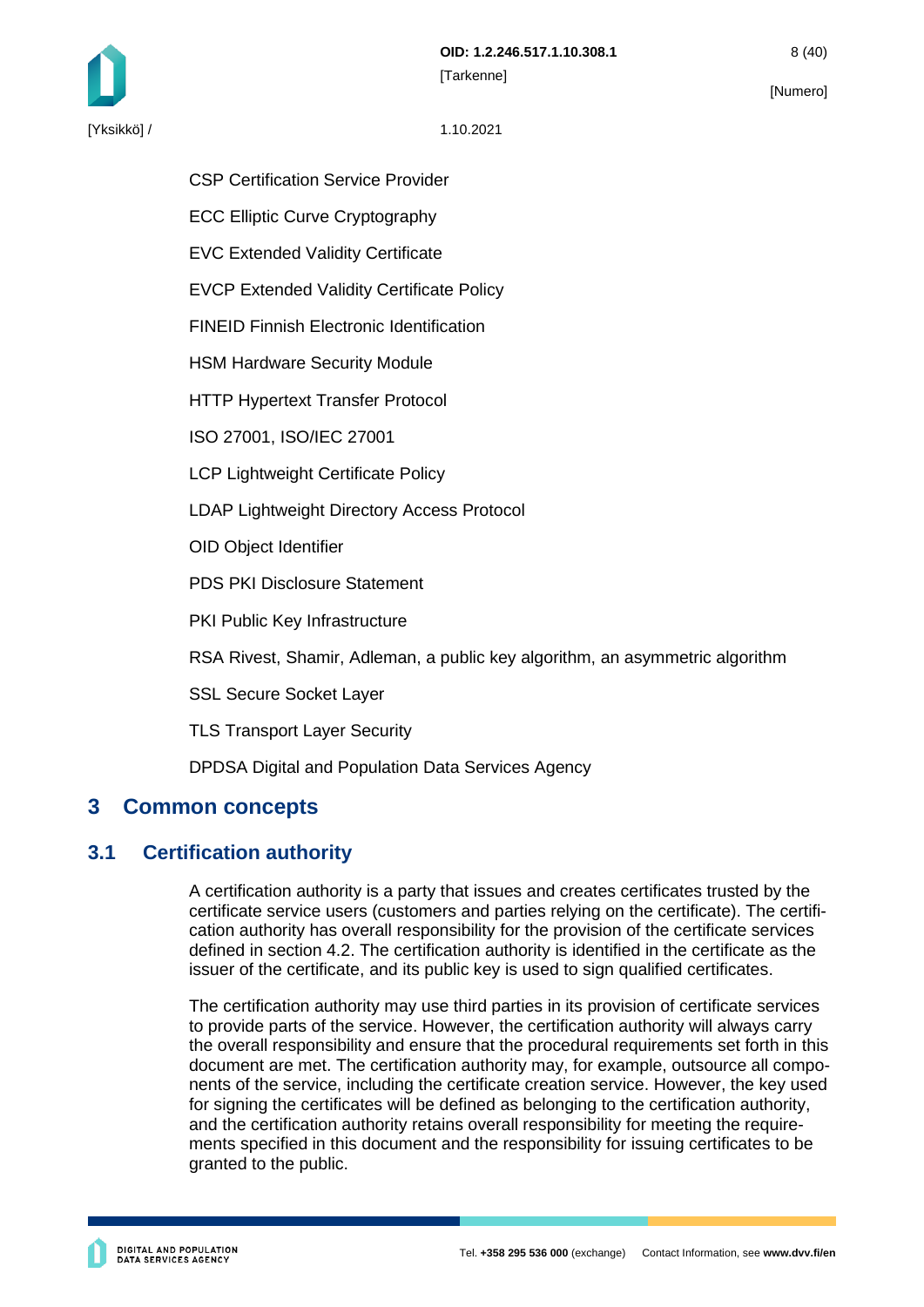CSP Certification Service Provider

ECC Elliptic Curve Cryptography

EVC Extended Validity Certificate

EVCP Extended Validity Certificate Policy

FINEID Finnish Electronic Identification

HSM Hardware Security Module

HTTP Hypertext Transfer Protocol

ISO 27001, ISO/IEC 27001

LCP Lightweight Certificate Policy

LDAP Lightweight Directory Access Protocol

OID Object Identifier

PDS PKI Disclosure Statement

PKI Public Key Infrastructure

RSA Rivest, Shamir, Adleman, a public key algorithm, an asymmetric algorithm

SSL Secure Socket Layer

TLS Transport Layer Security

DPDSA Digital and Population Data Services Agency

# 3 Common concepts

## 3.1 Certification authority

A certification authority is a party that issues and creates certificates trusted by the certificate service users (customers and parties relying on the certificate). The certification authority has overall responsibility for the provision of the certificate services defined in section 4.2. The certification authority is identified in the certificate as the issuer of the certificate, and its public key is used to sign qualified certificates.

The certification authority may use third parties in its provision of certificate services to provide parts of the service. However, the certification authority will always carry the overall responsibility and ensure that the procedural requirements set forth in this document are met. The certification authority may, for example, outsource all components of the service, including the certificate creation service. However, the key used for signing the certificates will be defined as belonging to the certification authority, and the certification authority retains overall responsibility for meeting the requirements specified in this document and the responsibility for issuing certificates to be granted to the public.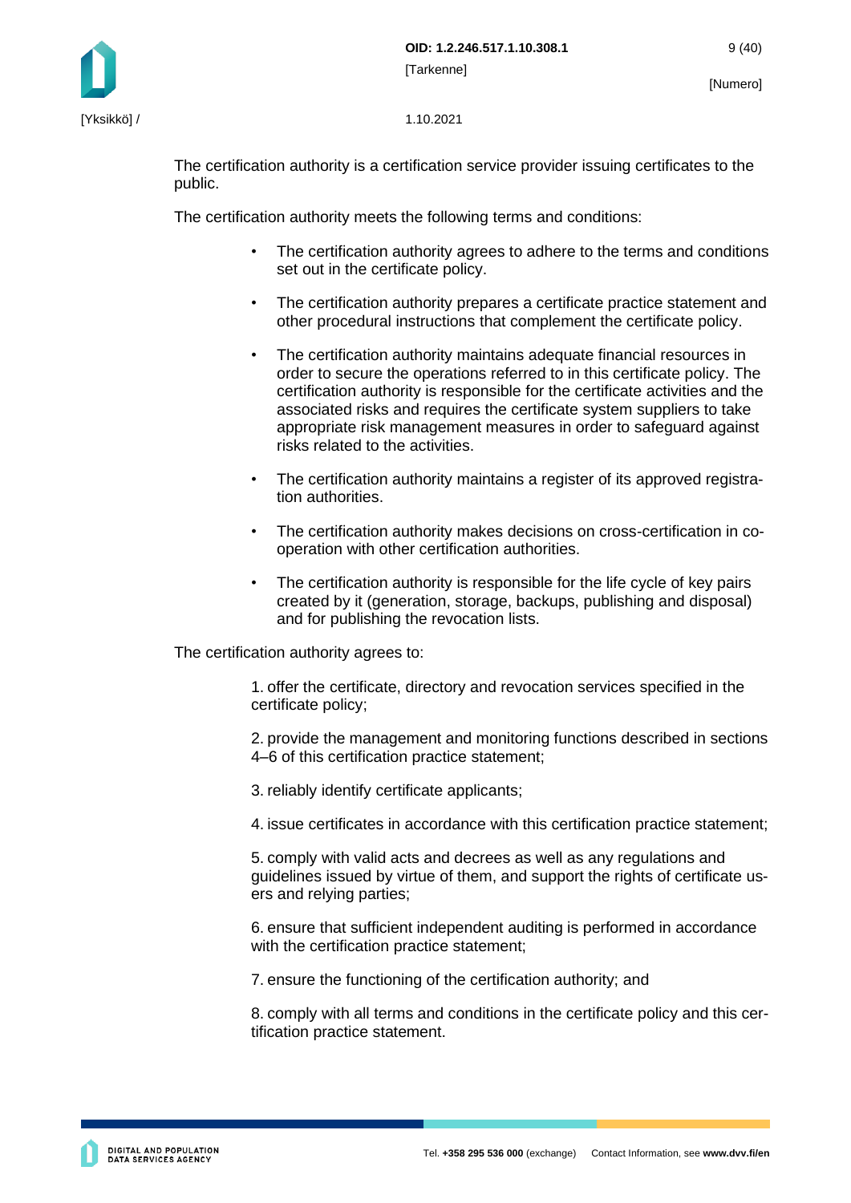The certification authority is a certification service provider issuing certificates to the public.

The certification authority meets the following terms and conditions:

- The certification authority agrees to adhere to the terms and conditions set out in the certificate policy.
- The certification authority prepares a certificate practice statement and other procedural instructions that complement the certificate policy.
- The certification authority maintains adequate financial resources in order to secure the operations referred to in this certificate policy. The certification authority is responsible for the certificate activities and the associated risks and requires the certificate system suppliers to take appropriate risk management measures in order to safeguard against risks related to the activities.
- The certification authority maintains a register of its approved registration authorities.
- The certification authority makes decisions on cross-certification in co-operation with other certification authorities.
- The certification authority is responsible for the life cycle of key pairs created by it (generation, storage, backups, publishing and disposal) and for publishing the revocation lists.

The certification authority agrees to:

1. offer the certificate, directory and revocation services specified in the certificate policy;

2. provide the management and monitoring functions described in sections 4–6 of this certification practice statement;

3. reliably identify certificate applicants;

4. issue certificates in accordance with this certification practice statement;

5. comply with valid acts and decrees as well as any regulations and guidelines issued by virtue of them, and support the rights of certificate users and relying parties;

6. ensure that sufficient independent auditing is performed in accordance with the certification practice statement;

7. ensure the functioning of the certification authority; and

8. comply with all terms and conditions in the certificate policy and this certification practice statement.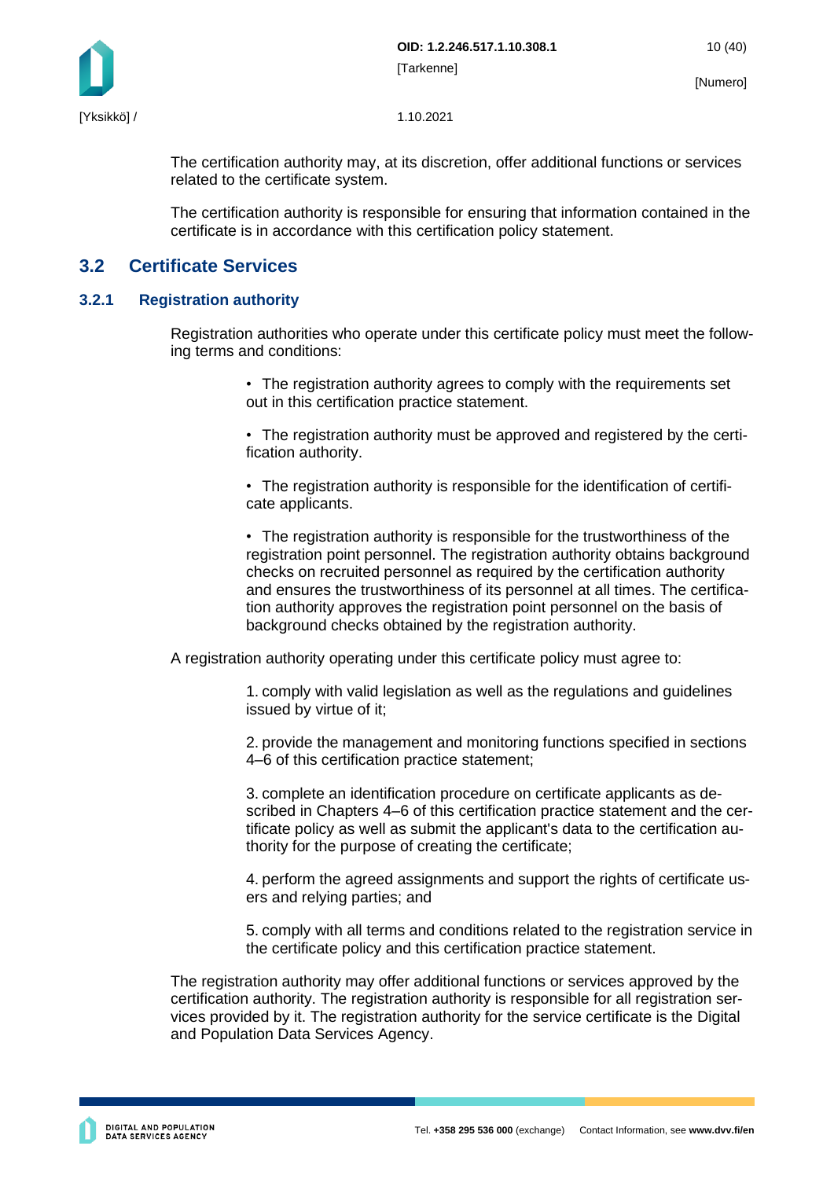The certification authority may, at its discretion, offer additional functions or services related to the certificate system.

The certification authority is responsible for ensuring that information contained in the certificate is in accordance with this certification policy statement.

## 3.2 Certificate Services

### 3.2.1 Registration authority

Registration authorities who operate under this certificate policy must meet the following terms and conditions:

- The registration authority agrees to comply with the requirements set out in this certification practice statement.
- The registration authority must be approved and registered by the certification authority.
- The registration authority is responsible for the identification of certificate applicants.
- The registration authority is responsible for the trustworthiness of the registration point personnel. The registration authority obtains background checks on recruited personnel as required by the certification authority and ensures the trustworthiness of its personnel at all times. The certification authority approves the registration point personnel on the basis of background checks obtained by the registration authority.

A registration authority operating under this certificate policy must agree to:

1. comply with valid legislation as well as the regulations and guidelines issued by virtue of it;
2. provide the management and monitoring functions specified in sections 4–6 of this certification practice statement;
3. complete an identification procedure on certificate applicants as described in Chapters 4–6 of this certification practice statement and the certificate policy as well as submit the applicant's data to the certification authority for the purpose of creating the certificate;
4. perform the agreed assignments and support the rights of certificate users and relying parties; and
5. comply with all terms and conditions related to the registration service in the certificate policy and this certification practice statement.

The registration authority may offer additional functions or services approved by the certification authority. The registration authority is responsible for all registration services provided by it. The registration authority for the service certificate is the Digital and Population Data Services Agency.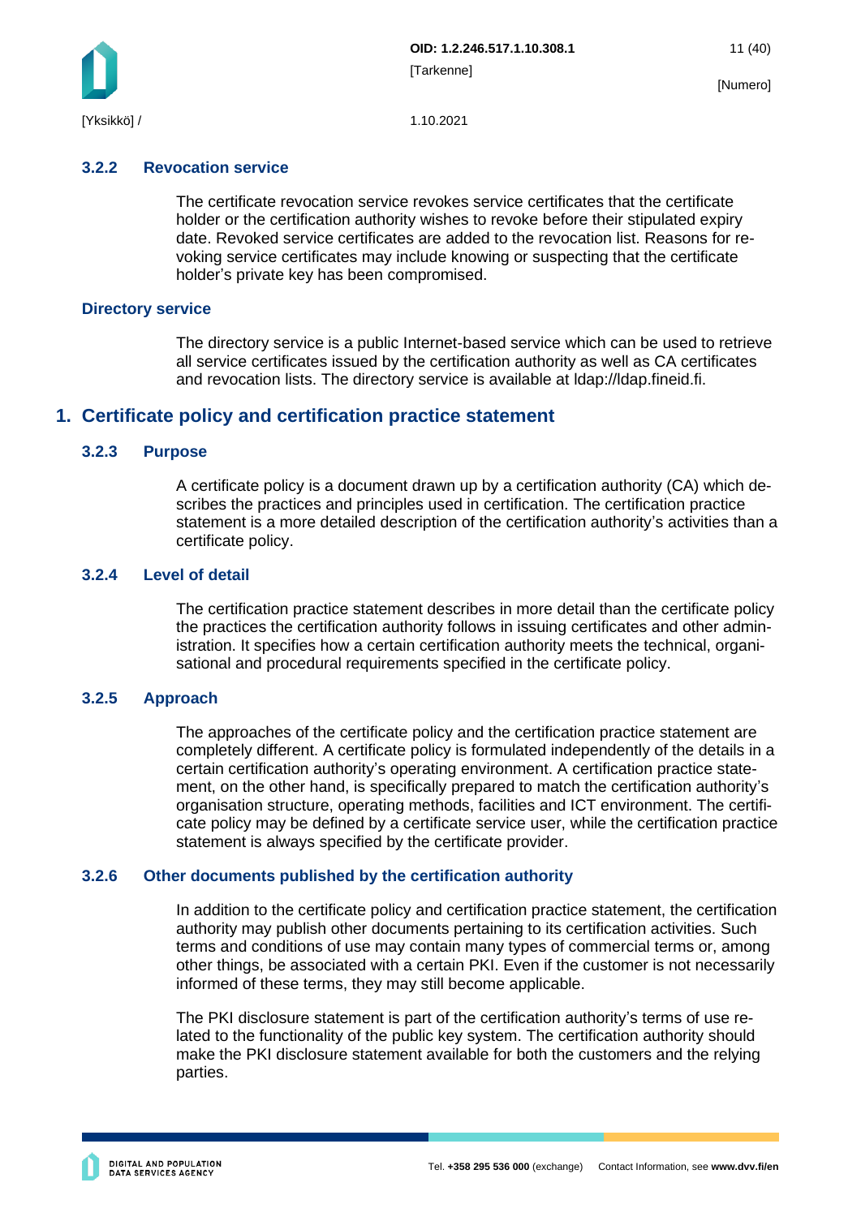### 3.2.2 Revocation service

The certificate revocation service revokes service certificates that the certificate holder or the certification authority wishes to revoke before their stipulated expiry date. Revoked service certificates are added to the revocation list. Reasons for revoking service certificates may include knowing or suspecting that the certificate holder's private key has been compromised.

### Directory service

The directory service is a public Internet-based service which can be used to retrieve all service certificates issued by the certification authority as well as CA certificates and revocation lists. The directory service is available at ldap://ldap.fineid.fi.

## 1. Certificate policy and certification practice statement

### 3.2.3 Purpose

A certificate policy is a document drawn up by a certification authority (CA) which describes the practices and principles used in certification. The certification practice statement is a more detailed description of the certification authority's activities than a certificate policy.

### 3.2.4 Level of detail

The certification practice statement describes in more detail than the certificate policy the practices the certification authority follows in issuing certificates and other administration. It specifies how a certain certification authority meets the technical, organisational and procedural requirements specified in the certificate policy.

### 3.2.5 Approach

The approaches of the certificate policy and the certification practice statement are completely different. A certificate policy is formulated independently of the details in a certain certification authority's operating environment. A certification practice statement, on the other hand, is specifically prepared to match the certification authority's organisation structure, operating methods, facilities and ICT environment. The certificate policy may be defined by a certificate service user, while the certification practice statement is always specified by the certificate provider.

### 3.2.6 Other documents published by the certification authority

In addition to the certificate policy and certification practice statement, the certification authority may publish other documents pertaining to its certification activities. Such terms and conditions of use may contain many types of commercial terms or, among other things, be associated with a certain PKI. Even if the customer is not necessarily informed of these terms, they may still become applicable.

The PKI disclosure statement is part of the certification authority's terms of use related to the functionality of the public key system. The certification authority should make the PKI disclosure statement available for both the customers and the relying parties.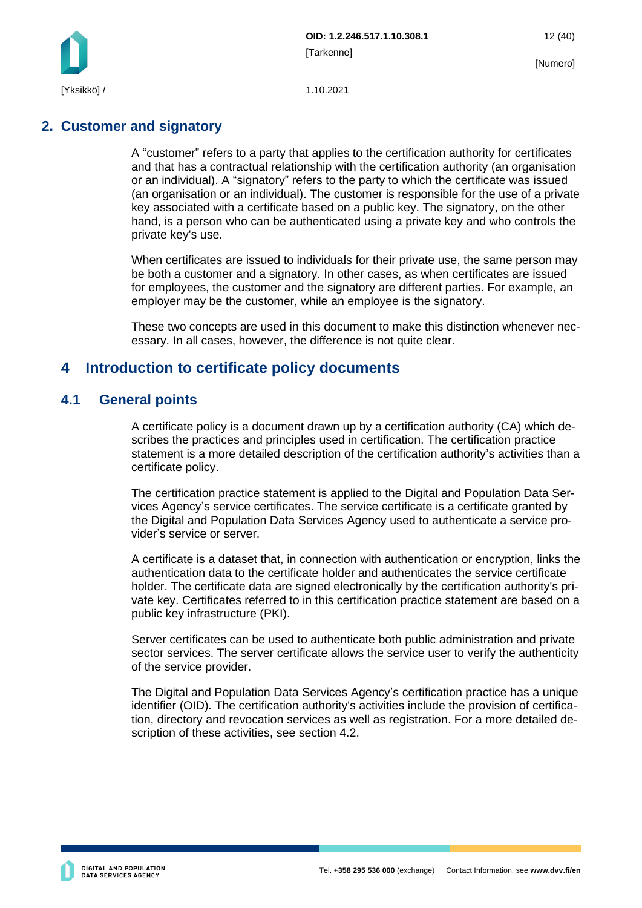## 2. Customer and signatory

A “customer” refers to a party that applies to the certification authority for certificates and that has a contractual relationship with the certification authority (an organisation or an individual). A “signatory” refers to the party to which the certificate was issued (an organisation or an individual). The customer is responsible for the use of a private key associated with a certificate based on a public key. The signatory, on the other hand, is a person who can be authenticated using a private key and who controls the private key's use.

When certificates are issued to individuals for their private use, the same person may be both a customer and a signatory. In other cases, as when certificates are issued for employees, the customer and the signatory are different parties. For example, an employer may be the customer, while an employee is the signatory.

These two concepts are used in this document to make this distinction whenever necessary. In all cases, however, the difference is not quite clear.

## 4 Introduction to certificate policy documents

### 4.1 General points

A certificate policy is a document drawn up by a certification authority (CA) which describes the practices and principles used in certification. The certification practice statement is a more detailed description of the certification authority’s activities than a certificate policy.

The certification practice statement is applied to the Digital and Population Data Services Agency’s service certificates. The service certificate is a certificate granted by the Digital and Population Data Services Agency used to authenticate a service provider’s service or server.

A certificate is a dataset that, in connection with authentication or encryption, links the authentication data to the certificate holder and authenticates the service certificate holder. The certificate data are signed electronically by the certification authority's private key. Certificates referred to in this certification practice statement are based on a public key infrastructure (PKI).

Server certificates can be used to authenticate both public administration and private sector services. The server certificate allows the service user to verify the authenticity of the service provider.

The Digital and Population Data Services Agency’s certification practice has a unique identifier (OID). The certification authority's activities include the provision of certification, directory and revocation services as well as registration. For a more detailed description of these activities, see section 4.2.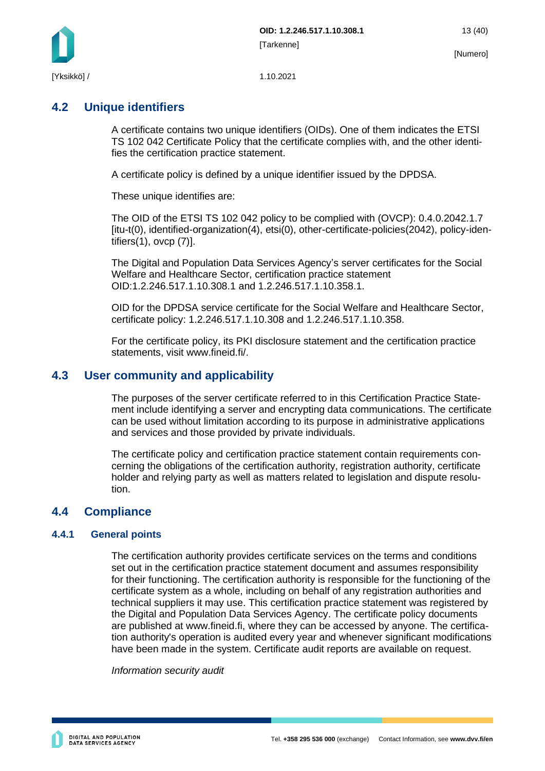## 4.2 Unique identifiers

A certificate contains two unique identifiers (OIDs). One of them indicates the ETSI TS 102 042 Certificate Policy that the certificate complies with, and the other identifies the certification practice statement.

A certificate policy is defined by a unique identifier issued by the DPDSA.

These unique identifies are:

The OID of the ETSI TS 102 042 policy to be complied with (OVCP): 0.4.0.2042.1.7 [itu-t(0), identified-organization(4), etsi(0), other-certificate-policies(2042), policy-identifiers(1), ovcp (7)].

The Digital and Population Data Services Agency's server certificates for the Social Welfare and Healthcare Sector, certification practice statement OID:1.2.246.517.1.10.308.1 and 1.2.246.517.1.10.358.1.

OID for the DPDSA service certificate for the Social Welfare and Healthcare Sector, certificate policy: 1.2.246.517.1.10.308 and 1.2.246.517.1.10.358.

For the certificate policy, its PKI disclosure statement and the certification practice statements, visit www.fineid.fi/.

## 4.3 User community and applicability

The purposes of the server certificate referred to in this Certification Practice Statement include identifying a server and encrypting data communications. The certificate can be used without limitation according to its purpose in administrative applications and services and those provided by private individuals.

The certificate policy and certification practice statement contain requirements concerning the obligations of the certification authority, registration authority, certificate holder and relying party as well as matters related to legislation and dispute resolution.

## 4.4 Compliance

### 4.4.1 General points

The certification authority provides certificate services on the terms and conditions set out in the certification practice statement document and assumes responsibility for their functioning. The certification authority is responsible for the functioning of the certificate system as a whole, including on behalf of any registration authorities and technical suppliers it may use. This certification practice statement was registered by the Digital and Population Data Services Agency. The certificate policy documents are published at www.fineid.fi, where they can be accessed by anyone. The certification authority's operation is audited every year and whenever significant modifications have been made in the system. Certificate audit reports are available on request.

*Information security audit*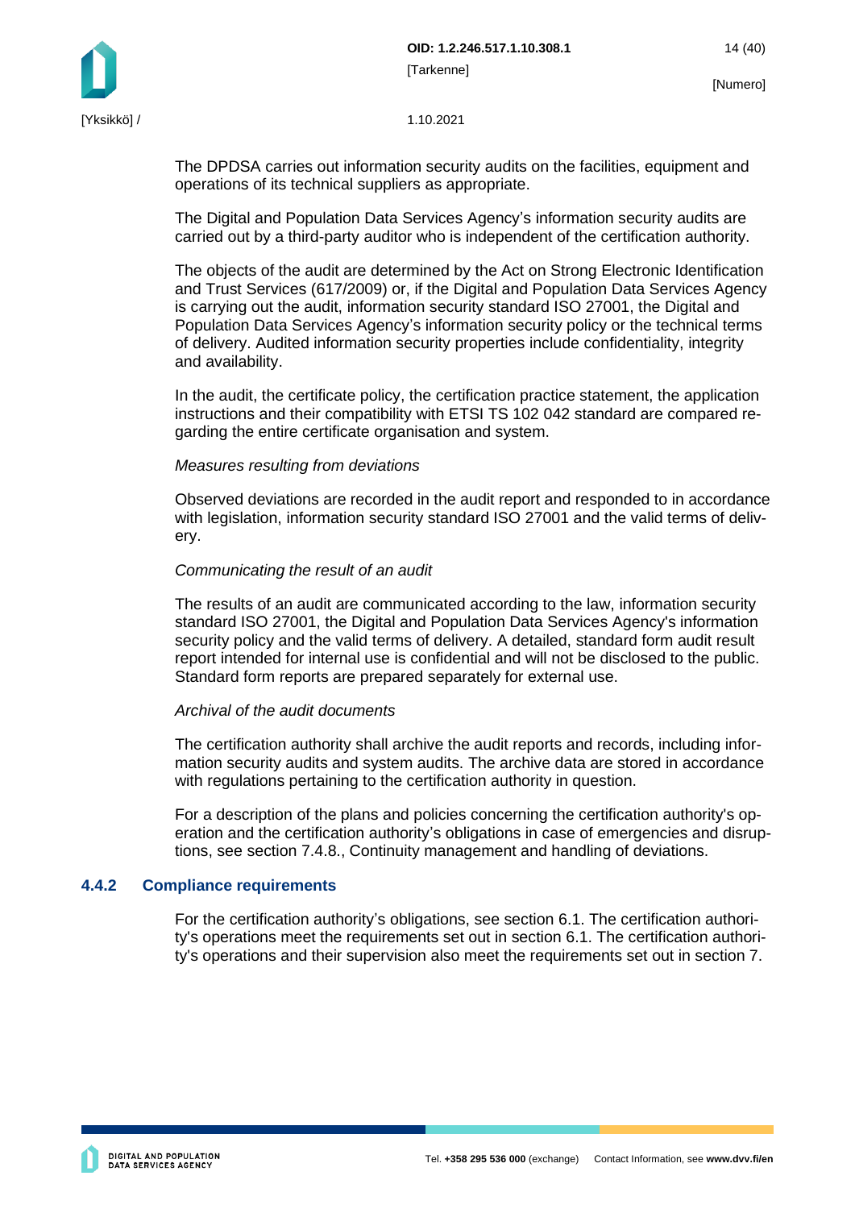The DPDSA carries out information security audits on the facilities, equipment and operations of its technical suppliers as appropriate.

The Digital and Population Data Services Agency's information security audits are carried out by a third-party auditor who is independent of the certification authority.

The objects of the audit are determined by the Act on Strong Electronic Identification and Trust Services (617/2009) or, if the Digital and Population Data Services Agency is carrying out the audit, information security standard ISO 27001, the Digital and Population Data Services Agency's information security policy or the technical terms of delivery. Audited information security properties include confidentiality, integrity and availability.

In the audit, the certificate policy, the certification practice statement, the application instructions and their compatibility with ETSI TS 102 042 standard are compared regarding the entire certificate organisation and system.

*Measures resulting from deviations*

Observed deviations are recorded in the audit report and responded to in accordance with legislation, information security standard ISO 27001 and the valid terms of delivery.

*Communicating the result of an audit*

The results of an audit are communicated according to the law, information security standard ISO 27001, the Digital and Population Data Services Agency's information security policy and the valid terms of delivery. A detailed, standard form audit result report intended for internal use is confidential and will not be disclosed to the public. Standard form reports are prepared separately for external use.

*Archival of the audit documents*

The certification authority shall archive the audit reports and records, including information security audits and system audits. The archive data are stored in accordance with regulations pertaining to the certification authority in question.

For a description of the plans and policies concerning the certification authority's operation and the certification authority's obligations in case of emergencies and disruptions, see section 7.4.8., Continuity management and handling of deviations.

### 4.4.2 Compliance requirements

For the certification authority's obligations, see section 6.1. The certification authority's operations meet the requirements set out in section 6.1. The certification authority's operations and their supervision also meet the requirements set out in section 7.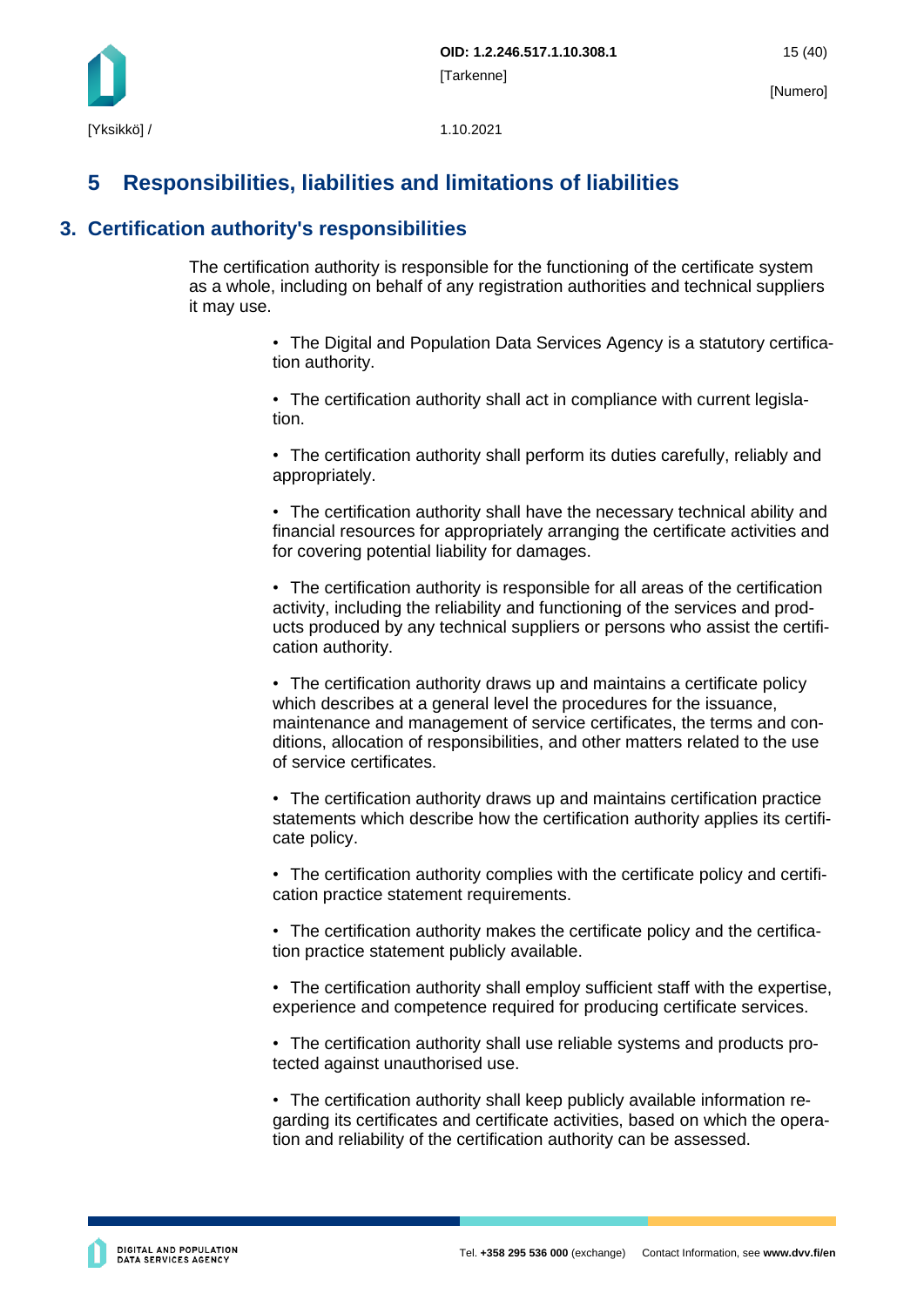# 5 Responsibilities, liabilities and limitations of liabilities

## 3. Certification authority's responsibilities

The certification authority is responsible for the functioning of the certificate system as a whole, including on behalf of any registration authorities and technical suppliers it may use.

- The Digital and Population Data Services Agency is a statutory certification authority.
- The certification authority shall act in compliance with current legislation.
- The certification authority shall perform its duties carefully, reliably and appropriately.
- The certification authority shall have the necessary technical ability and financial resources for appropriately arranging the certificate activities and for covering potential liability for damages.
- The certification authority is responsible for all areas of the certification activity, including the reliability and functioning of the services and products produced by any technical suppliers or persons who assist the certification authority.
- The certification authority draws up and maintains a certificate policy which describes at a general level the procedures for the issuance, maintenance and management of service certificates, the terms and conditions, allocation of responsibilities, and other matters related to the use of service certificates.
- The certification authority draws up and maintains certification practice statements which describe how the certification authority applies its certificate policy.
- The certification authority complies with the certificate policy and certification practice statement requirements.
- The certification authority makes the certificate policy and the certification practice statement publicly available.
- The certification authority shall employ sufficient staff with the expertise, experience and competence required for producing certificate services.
- The certification authority shall use reliable systems and products protected against unauthorised use.
- The certification authority shall keep publicly available information regarding its certificates and certificate activities, based on which the operation and reliability of the certification authority can be assessed.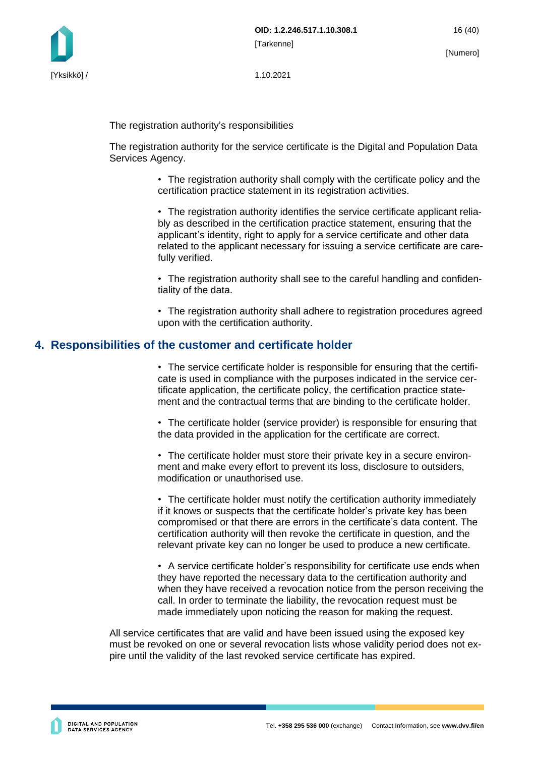The registration authority's responsibilities

The registration authority for the service certificate is the Digital and Population Data Services Agency.

- The registration authority shall comply with the certificate policy and the certification practice statement in its registration activities.
- The registration authority identifies the service certificate applicant reliably as described in the certification practice statement, ensuring that the applicant's identity, right to apply for a service certificate and other data related to the applicant necessary for issuing a service certificate are carefully verified.
- The registration authority shall see to the careful handling and confidentiality of the data.
- The registration authority shall adhere to registration procedures agreed upon with the certification authority.

## 4. Responsibilities of the customer and certificate holder

- The service certificate holder is responsible for ensuring that the certificate is used in compliance with the purposes indicated in the service certificate application, the certificate policy, the certification practice statement and the contractual terms that are binding to the certificate holder.
- The certificate holder (service provider) is responsible for ensuring that the data provided in the application for the certificate are correct.
- The certificate holder must store their private key in a secure environment and make every effort to prevent its loss, disclosure to outsiders, modification or unauthorised use.
- The certificate holder must notify the certification authority immediately if it knows or suspects that the certificate holder's private key has been compromised or that there are errors in the certificate's data content. The certification authority will then revoke the certificate in question, and the relevant private key can no longer be used to produce a new certificate.
- A service certificate holder's responsibility for certificate use ends when they have reported the necessary data to the certification authority and when they have received a revocation notice from the person receiving the call. In order to terminate the liability, the revocation request must be made immediately upon noticing the reason for making the request.

All service certificates that are valid and have been issued using the exposed key must be revoked on one or several revocation lists whose validity period does not expire until the validity of the last revoked service certificate has expired.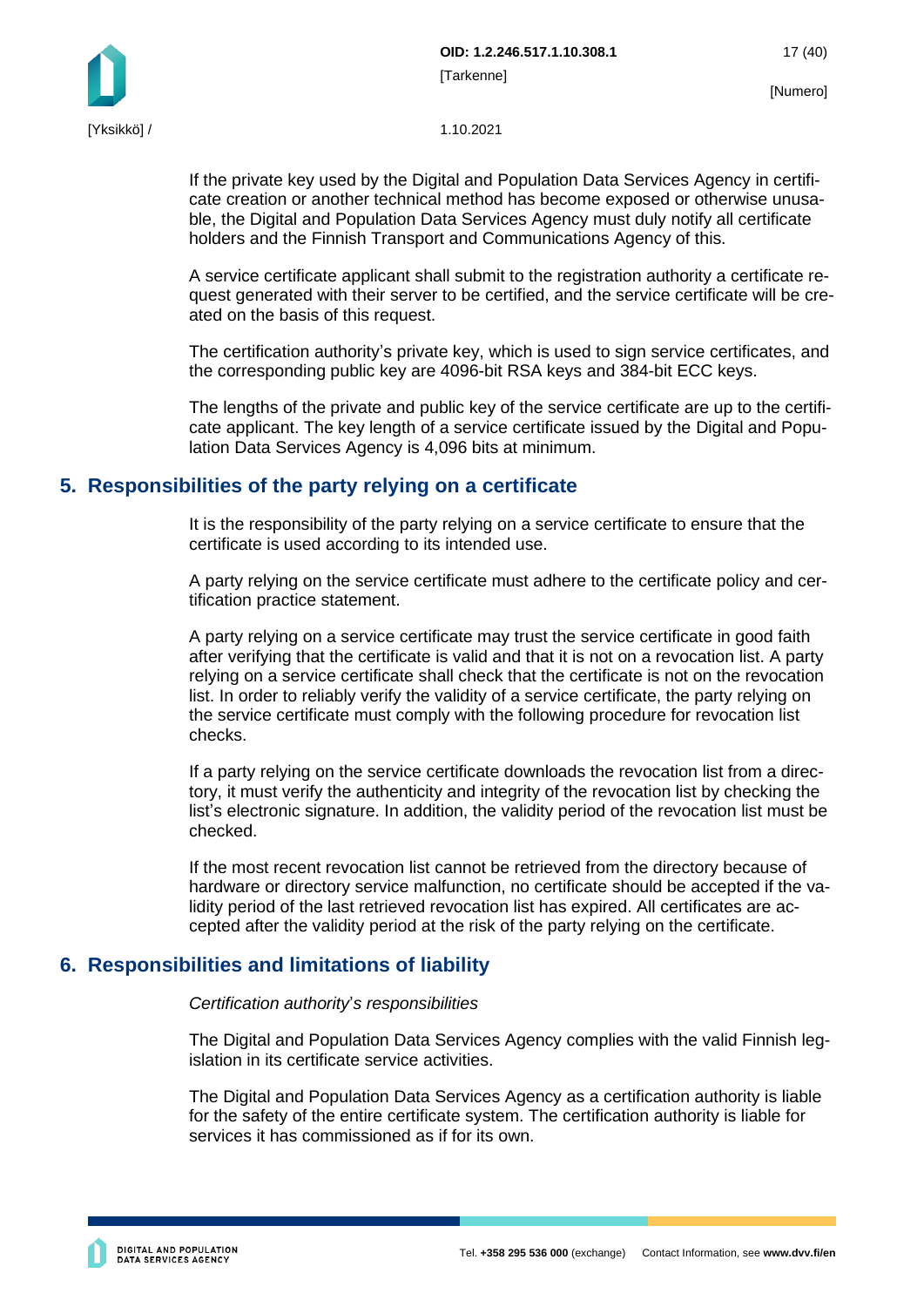If the private key used by the Digital and Population Data Services Agency in certificate creation or another technical method has become exposed or otherwise unusable, the Digital and Population Data Services Agency must duly notify all certificate holders and the Finnish Transport and Communications Agency of this.

A service certificate applicant shall submit to the registration authority a certificate request generated with their server to be certified, and the service certificate will be created on the basis of this request.

The certification authority's private key, which is used to sign service certificates, and the corresponding public key are 4096-bit RSA keys and 384-bit ECC keys.

The lengths of the private and public key of the service certificate are up to the certificate applicant. The key length of a service certificate issued by the Digital and Population Data Services Agency is 4,096 bits at minimum.

## 5. Responsibilities of the party relying on a certificate

It is the responsibility of the party relying on a service certificate to ensure that the certificate is used according to its intended use.

A party relying on the service certificate must adhere to the certificate policy and certification practice statement.

A party relying on a service certificate may trust the service certificate in good faith after verifying that the certificate is valid and that it is not on a revocation list. A party relying on a service certificate shall check that the certificate is not on the revocation list. In order to reliably verify the validity of a service certificate, the party relying on the service certificate must comply with the following procedure for revocation list checks.

If a party relying on the service certificate downloads the revocation list from a directory, it must verify the authenticity and integrity of the revocation list by checking the list's electronic signature. In addition, the validity period of the revocation list must be checked.

If the most recent revocation list cannot be retrieved from the directory because of hardware or directory service malfunction, no certificate should be accepted if the validity period of the last retrieved revocation list has expired. All certificates are accepted after the validity period at the risk of the party relying on the certificate.

## 6. Responsibilities and limitations of liability

*Certification authority's responsibilities*

The Digital and Population Data Services Agency complies with the valid Finnish legislation in its certificate service activities.

The Digital and Population Data Services Agency as a certification authority is liable for the safety of the entire certificate system. The certification authority is liable for services it has commissioned as if for its own.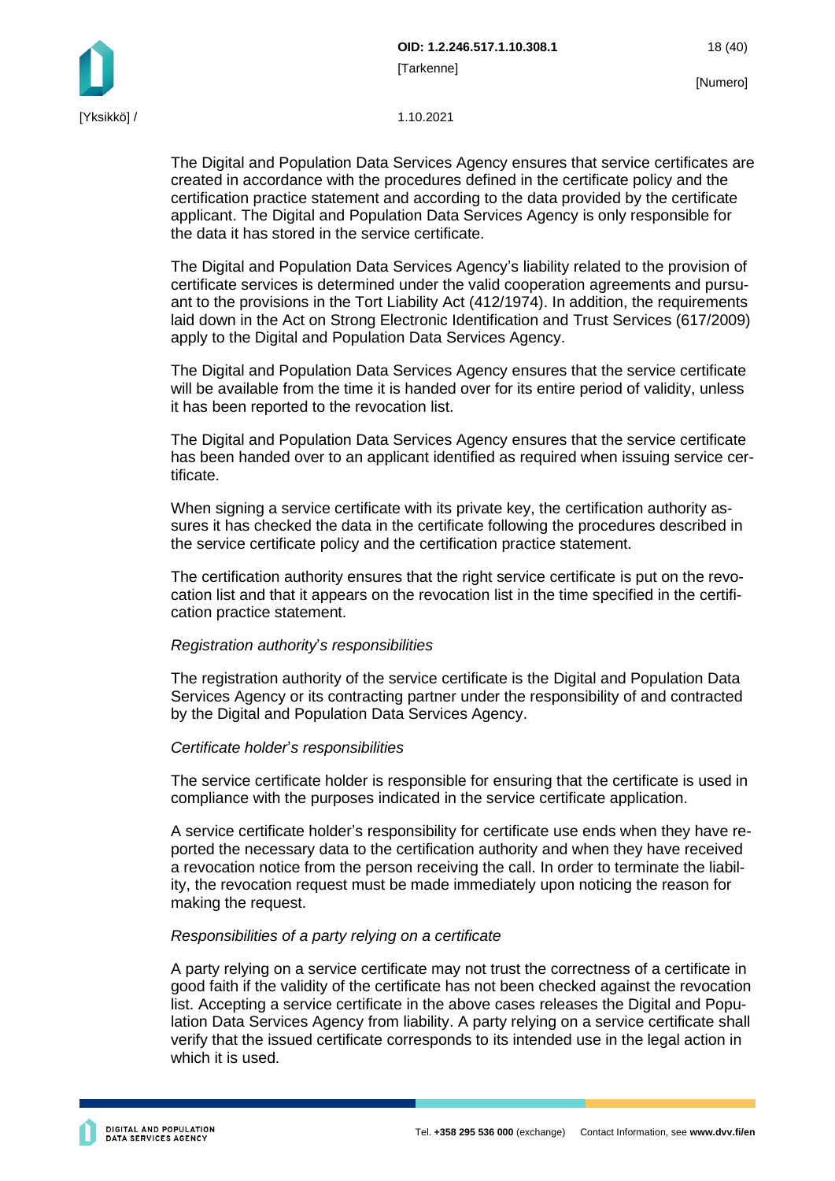The Digital and Population Data Services Agency ensures that service certificates are created in accordance with the procedures defined in the certificate policy and the certification practice statement and according to the data provided by the certificate applicant. The Digital and Population Data Services Agency is only responsible for the data it has stored in the service certificate.

The Digital and Population Data Services Agency's liability related to the provision of certificate services is determined under the valid cooperation agreements and pursuant to the provisions in the Tort Liability Act (412/1974). In addition, the requirements laid down in the Act on Strong Electronic Identification and Trust Services (617/2009) apply to the Digital and Population Data Services Agency.

The Digital and Population Data Services Agency ensures that the service certificate will be available from the time it is handed over for its entire period of validity, unless it has been reported to the revocation list.

The Digital and Population Data Services Agency ensures that the service certificate has been handed over to an applicant identified as required when issuing service certificate.

When signing a service certificate with its private key, the certification authority assures it has checked the data in the certificate following the procedures described in the service certificate policy and the certification practice statement.

The certification authority ensures that the right service certificate is put on the revocation list and that it appears on the revocation list in the time specified in the certification practice statement.

*Registration authority's responsibilities*

The registration authority of the service certificate is the Digital and Population Data Services Agency or its contracting partner under the responsibility of and contracted by the Digital and Population Data Services Agency.

*Certificate holder's responsibilities*

The service certificate holder is responsible for ensuring that the certificate is used in compliance with the purposes indicated in the service certificate application.

A service certificate holder's responsibility for certificate use ends when they have reported the necessary data to the certification authority and when they have received a revocation notice from the person receiving the call. In order to terminate the liability, the revocation request must be made immediately upon noticing the reason for making the request.

*Responsibilities of a party relying on a certificate*

A party relying on a service certificate may not trust the correctness of a certificate in good faith if the validity of the certificate has not been checked against the revocation list. Accepting a service certificate in the above cases releases the Digital and Population Data Services Agency from liability. A party relying on a service certificate shall verify that the issued certificate corresponds to its intended use in the legal action in which it is used.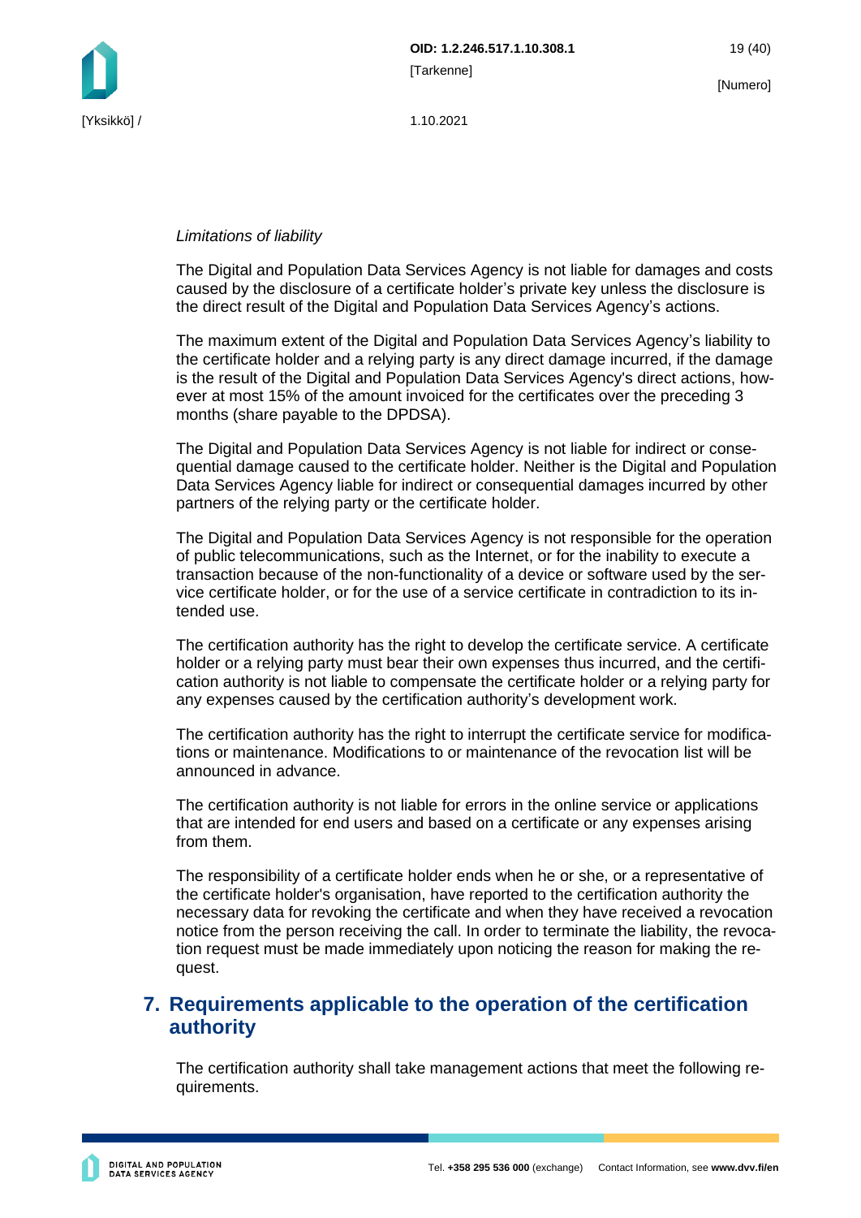*Limitations of liability*

The Digital and Population Data Services Agency is not liable for damages and costs caused by the disclosure of a certificate holder's private key unless the disclosure is the direct result of the Digital and Population Data Services Agency's actions.

The maximum extent of the Digital and Population Data Services Agency's liability to the certificate holder and a relying party is any direct damage incurred, if the damage is the result of the Digital and Population Data Services Agency's direct actions, however at most 15% of the amount invoiced for the certificates over the preceding 3 months (share payable to the DPDSA).

The Digital and Population Data Services Agency is not liable for indirect or consequential damage caused to the certificate holder. Neither is the Digital and Population Data Services Agency liable for indirect or consequential damages incurred by other partners of the relying party or the certificate holder.

The Digital and Population Data Services Agency is not responsible for the operation of public telecommunications, such as the Internet, or for the inability to execute a transaction because of the non-functionality of a device or software used by the service certificate holder, or for the use of a service certificate in contradiction to its intended use.

The certification authority has the right to develop the certificate service. A certificate holder or a relying party must bear their own expenses thus incurred, and the certification authority is not liable to compensate the certificate holder or a relying party for any expenses caused by the certification authority's development work.

The certification authority has the right to interrupt the certificate service for modifications or maintenance. Modifications to or maintenance of the revocation list will be announced in advance.

The certification authority is not liable for errors in the online service or applications that are intended for end users and based on a certificate or any expenses arising from them.

The responsibility of a certificate holder ends when he or she, or a representative of the certificate holder's organisation, have reported to the certification authority the necessary data for revoking the certificate and when they have received a revocation notice from the person receiving the call. In order to terminate the liability, the revocation request must be made immediately upon noticing the reason for making the request.

# 7. Requirements applicable to the operation of the certification authority

The certification authority shall take management actions that meet the following requirements.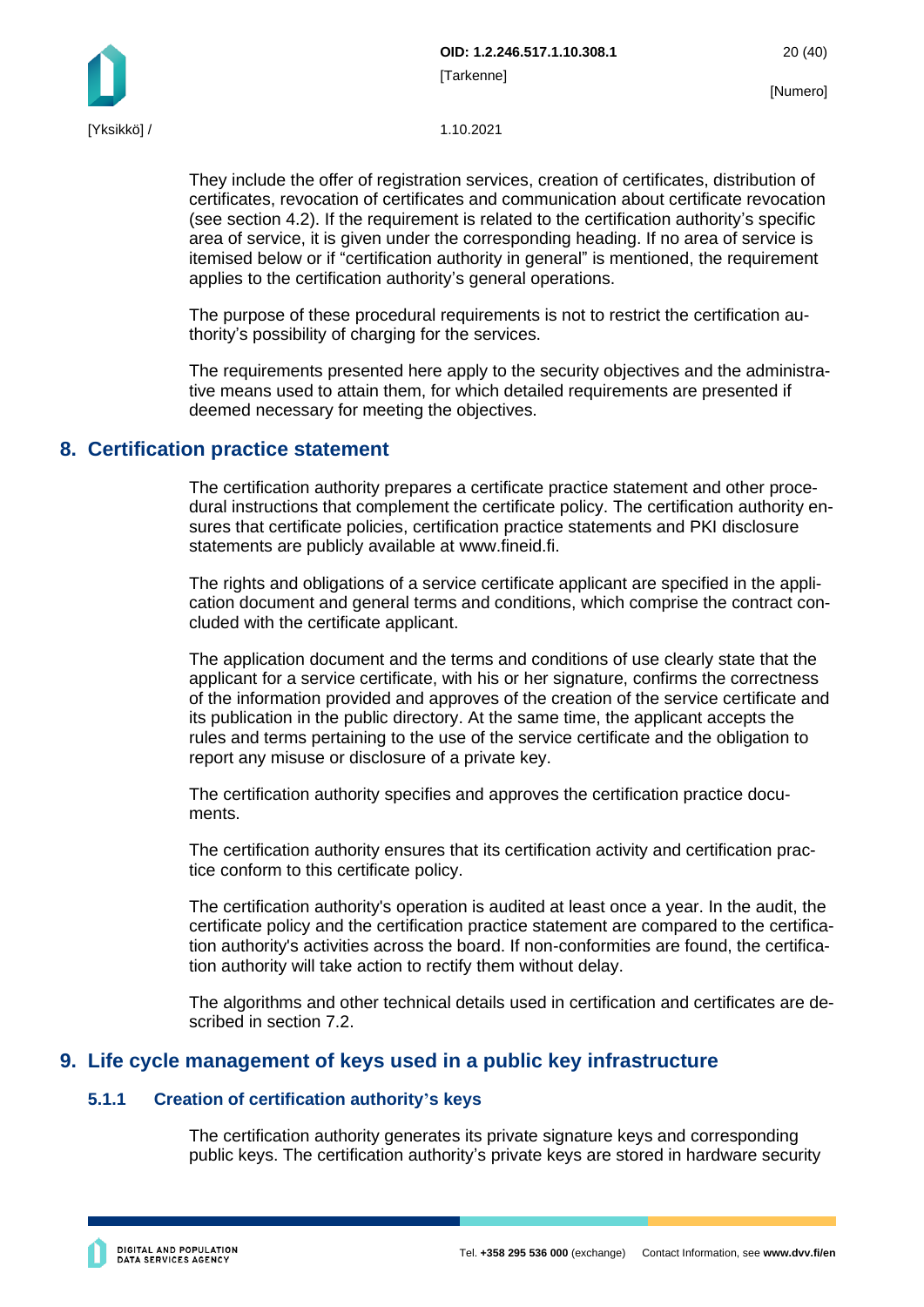They include the offer of registration services, creation of certificates, distribution of certificates, revocation of certificates and communication about certificate revocation (see section 4.2). If the requirement is related to the certification authority's specific area of service, it is given under the corresponding heading. If no area of service is itemised below or if "certification authority in general" is mentioned, the requirement applies to the certification authority's general operations.

The purpose of these procedural requirements is not to restrict the certification authority's possibility of charging for the services.

The requirements presented here apply to the security objectives and the administrative means used to attain them, for which detailed requirements are presented if deemed necessary for meeting the objectives.

# 8. Certification practice statement

The certification authority prepares a certificate practice statement and other procedural instructions that complement the certificate policy. The certification authority ensures that certificate policies, certification practice statements and PKI disclosure statements are publicly available at www.fineid.fi.

The rights and obligations of a service certificate applicant are specified in the application document and general terms and conditions, which comprise the contract concluded with the certificate applicant.

The application document and the terms and conditions of use clearly state that the applicant for a service certificate, with his or her signature, confirms the correctness of the information provided and approves of the creation of the service certificate and its publication in the public directory. At the same time, the applicant accepts the rules and terms pertaining to the use of the service certificate and the obligation to report any misuse or disclosure of a private key.

The certification authority specifies and approves the certification practice documents.

The certification authority ensures that its certification activity and certification practice conform to this certificate policy.

The certification authority's operation is audited at least once a year. In the audit, the certificate policy and the certification practice statement are compared to the certification authority's activities across the board. If non-conformities are found, the certification authority will take action to rectify them without delay.

The algorithms and other technical details used in certification and certificates are described in section 7.2.

# 9. Life cycle management of keys used in a public key infrastructure

### 5.1.1 Creation of certification authority's keys

The certification authority generates its private signature keys and corresponding public keys. The certification authority's private keys are stored in hardware security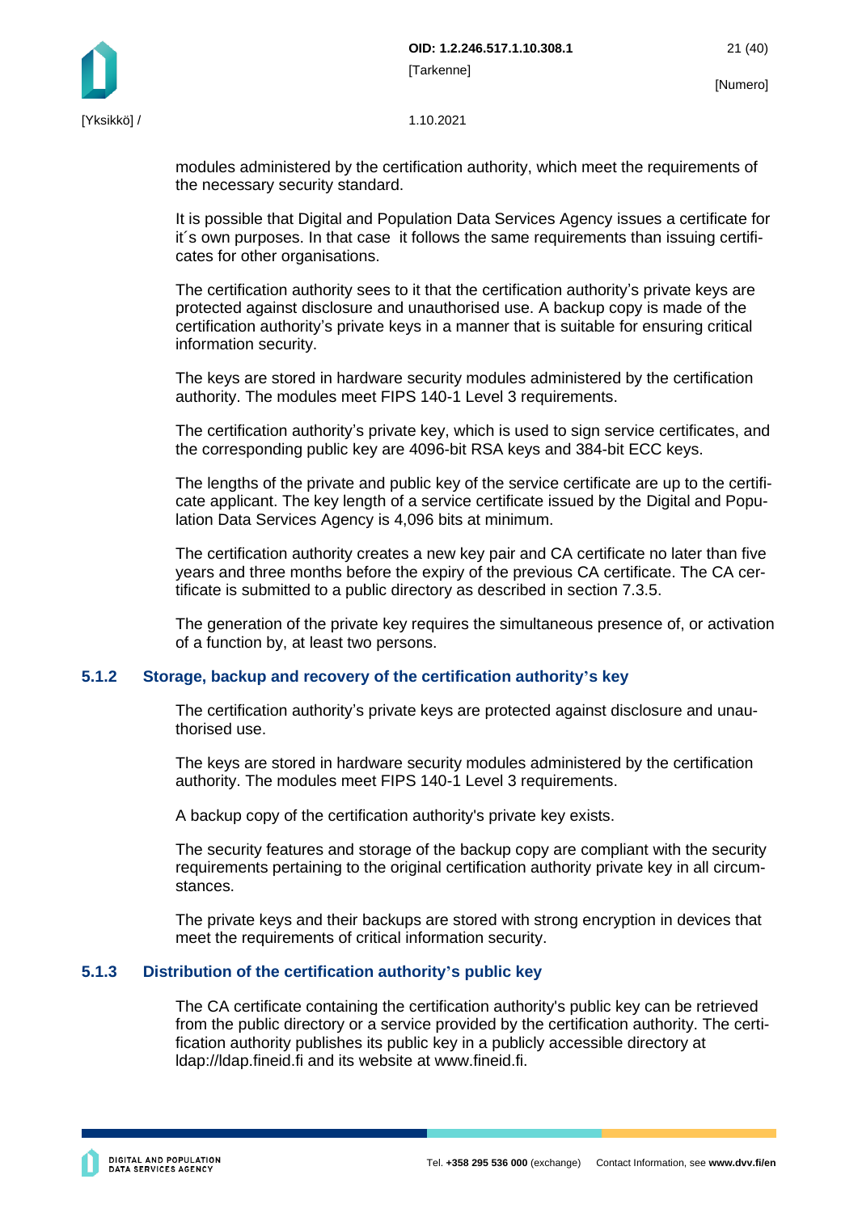modules administered by the certification authority, which meet the requirements of the necessary security standard.

It is possible that Digital and Population Data Services Agency issues a certificate for it´s own purposes. In that case  it follows the same requirements than issuing certificates for other organisations.

The certification authority sees to it that the certification authority's private keys are protected against disclosure and unauthorised use. A backup copy is made of the certification authority's private keys in a manner that is suitable for ensuring critical information security.

The keys are stored in hardware security modules administered by the certification authority. The modules meet FIPS 140-1 Level 3 requirements.

The certification authority's private key, which is used to sign service certificates, and the corresponding public key are 4096-bit RSA keys and 384-bit ECC keys.

The lengths of the private and public key of the service certificate are up to the certificate applicant. The key length of a service certificate issued by the Digital and Population Data Services Agency is 4,096 bits at minimum.

The certification authority creates a new key pair and CA certificate no later than five years and three months before the expiry of the previous CA certificate. The CA certificate is submitted to a public directory as described in section 7.3.5.

The generation of the private key requires the simultaneous presence of, or activation of a function by, at least two persons.

### 5.1.2 Storage, backup and recovery of the certification authority's key

The certification authority's private keys are protected against disclosure and unauthorised use.

The keys are stored in hardware security modules administered by the certification authority. The modules meet FIPS 140-1 Level 3 requirements.

A backup copy of the certification authority's private key exists.

The security features and storage of the backup copy are compliant with the security requirements pertaining to the original certification authority private key in all circumstances.

The private keys and their backups are stored with strong encryption in devices that meet the requirements of critical information security.

### 5.1.3 Distribution of the certification authority's public key

The CA certificate containing the certification authority's public key can be retrieved from the public directory or a service provided by the certification authority. The certification authority publishes its public key in a publicly accessible directory at ldap://ldap.fineid.fi and its website at www.fineid.fi.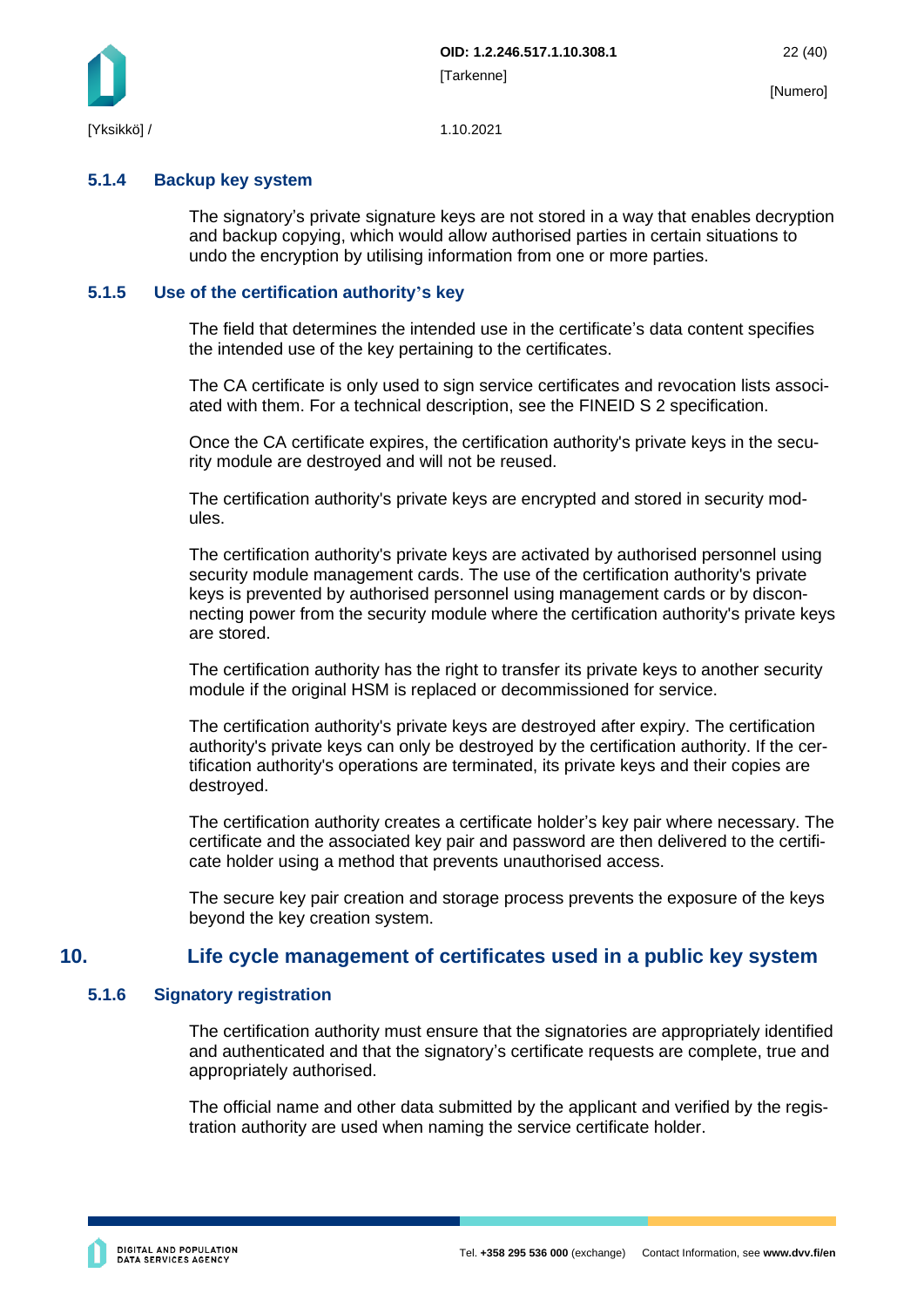### 5.1.4 Backup key system

The signatory's private signature keys are not stored in a way that enables decryption and backup copying, which would allow authorised parties in certain situations to undo the encryption by utilising information from one or more parties.

### 5.1.5 Use of the certification authority's key

The field that determines the intended use in the certificate's data content specifies the intended use of the key pertaining to the certificates.

The CA certificate is only used to sign service certificates and revocation lists associated with them. For a technical description, see the FINEID S 2 specification.

Once the CA certificate expires, the certification authority's private keys in the security module are destroyed and will not be reused.

The certification authority's private keys are encrypted and stored in security modules.

The certification authority's private keys are activated by authorised personnel using security module management cards. The use of the certification authority's private keys is prevented by authorised personnel using management cards or by disconnecting power from the security module where the certification authority's private keys are stored.

The certification authority has the right to transfer its private keys to another security module if the original HSM is replaced or decommissioned for service.

The certification authority's private keys are destroyed after expiry. The certification authority's private keys can only be destroyed by the certification authority. If the certification authority's operations are terminated, its private keys and their copies are destroyed.

The certification authority creates a certificate holder's key pair where necessary. The certificate and the associated key pair and password are then delivered to the certificate holder using a method that prevents unauthorised access.

The secure key pair creation and storage process prevents the exposure of the keys beyond the key creation system.

## 10. Life cycle management of certificates used in a public key system

### 5.1.6 Signatory registration

The certification authority must ensure that the signatories are appropriately identified and authenticated and that the signatory's certificate requests are complete, true and appropriately authorised.

The official name and other data submitted by the applicant and verified by the registration authority are used when naming the service certificate holder.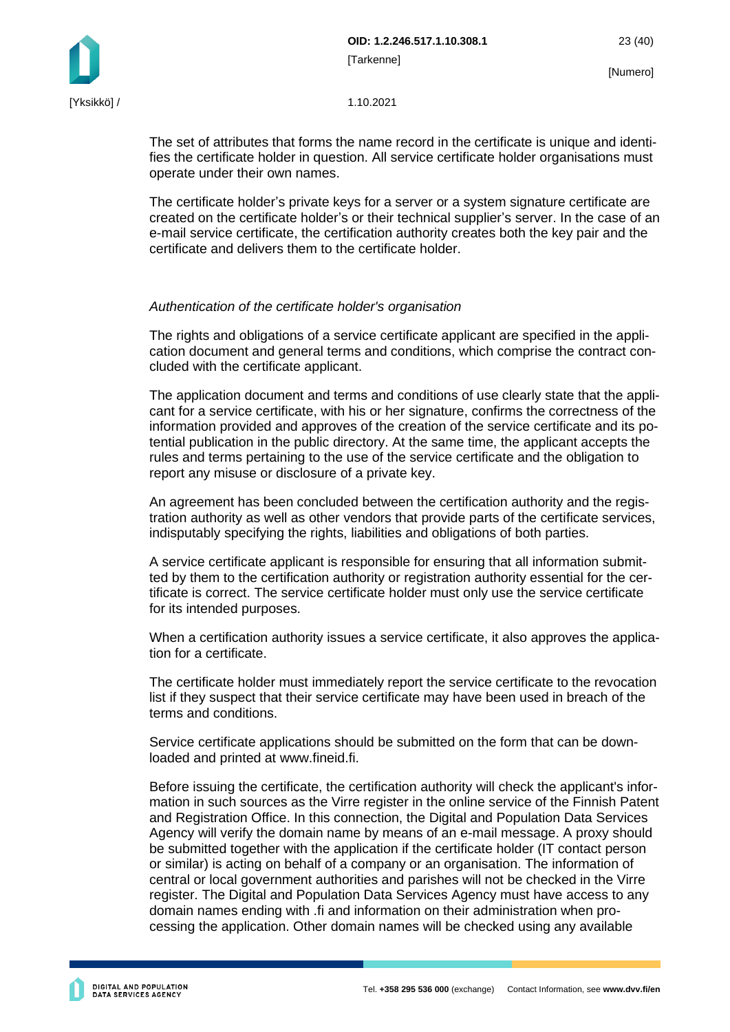The set of attributes that forms the name record in the certificate is unique and identifies the certificate holder in question. All service certificate holder organisations must operate under their own names.

The certificate holder's private keys for a server or a system signature certificate are created on the certificate holder's or their technical supplier's server. In the case of an e-mail service certificate, the certification authority creates both the key pair and the certificate and delivers them to the certificate holder.

*Authentication of the certificate holder's organisation*

The rights and obligations of a service certificate applicant are specified in the application document and general terms and conditions, which comprise the contract concluded with the certificate applicant.

The application document and terms and conditions of use clearly state that the applicant for a service certificate, with his or her signature, confirms the correctness of the information provided and approves of the creation of the service certificate and its potential publication in the public directory. At the same time, the applicant accepts the rules and terms pertaining to the use of the service certificate and the obligation to report any misuse or disclosure of a private key.

An agreement has been concluded between the certification authority and the registration authority as well as other vendors that provide parts of the certificate services, indisputably specifying the rights, liabilities and obligations of both parties.

A service certificate applicant is responsible for ensuring that all information submitted by them to the certification authority or registration authority essential for the certificate is correct. The service certificate holder must only use the service certificate for its intended purposes.

When a certification authority issues a service certificate, it also approves the application for a certificate.

The certificate holder must immediately report the service certificate to the revocation list if they suspect that their service certificate may have been used in breach of the terms and conditions.

Service certificate applications should be submitted on the form that can be downloaded and printed at www.fineid.fi.

Before issuing the certificate, the certification authority will check the applicant's information in such sources as the Virre register in the online service of the Finnish Patent and Registration Office. In this connection, the Digital and Population Data Services Agency will verify the domain name by means of an e-mail message. A proxy should be submitted together with the application if the certificate holder (IT contact person or similar) is acting on behalf of a company or an organisation. The information of central or local government authorities and parishes will not be checked in the Virre register. The Digital and Population Data Services Agency must have access to any domain names ending with .fi and information on their administration when processing the application. Other domain names will be checked using any available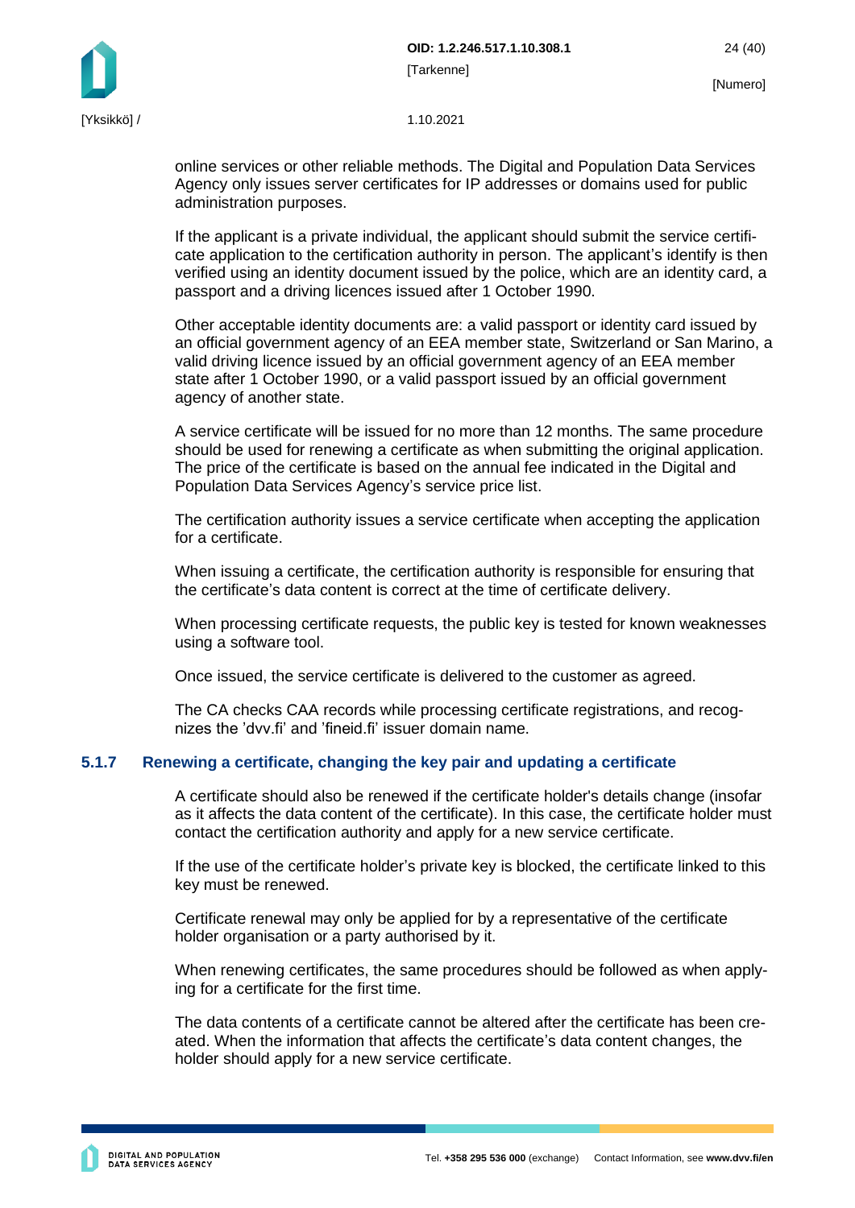online services or other reliable methods. The Digital and Population Data Services Agency only issues server certificates for IP addresses or domains used for public administration purposes.

If the applicant is a private individual, the applicant should submit the service certificate application to the certification authority in person. The applicant's identify is then verified using an identity document issued by the police, which are an identity card, a passport and a driving licences issued after 1 October 1990.

Other acceptable identity documents are: a valid passport or identity card issued by an official government agency of an EEA member state, Switzerland or San Marino, a valid driving licence issued by an official government agency of an EEA member state after 1 October 1990, or a valid passport issued by an official government agency of another state.

A service certificate will be issued for no more than 12 months. The same procedure should be used for renewing a certificate as when submitting the original application. The price of the certificate is based on the annual fee indicated in the Digital and Population Data Services Agency's service price list.

The certification authority issues a service certificate when accepting the application for a certificate.

When issuing a certificate, the certification authority is responsible for ensuring that the certificate's data content is correct at the time of certificate delivery.

When processing certificate requests, the public key is tested for known weaknesses using a software tool.

Once issued, the service certificate is delivered to the customer as agreed.

The CA checks CAA records while processing certificate registrations, and recognizes the 'dvv.fi' and 'fineid.fi' issuer domain name.

### 5.1.7 Renewing a certificate, changing the key pair and updating a certificate

A certificate should also be renewed if the certificate holder's details change (insofar as it affects the data content of the certificate). In this case, the certificate holder must contact the certification authority and apply for a new service certificate.

If the use of the certificate holder's private key is blocked, the certificate linked to this key must be renewed.

Certificate renewal may only be applied for by a representative of the certificate holder organisation or a party authorised by it.

When renewing certificates, the same procedures should be followed as when applying for a certificate for the first time.

The data contents of a certificate cannot be altered after the certificate has been created. When the information that affects the certificate's data content changes, the holder should apply for a new service certificate.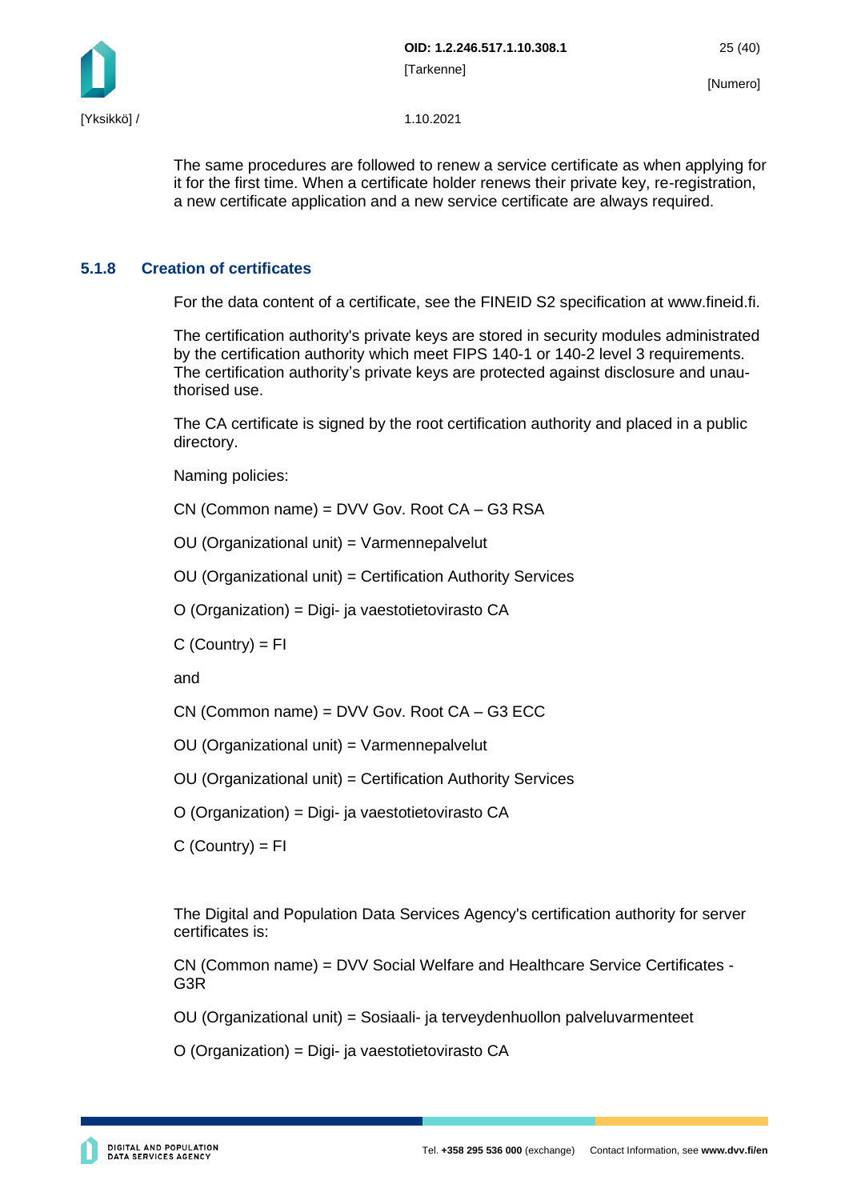The same procedures are followed to renew a service certificate as when applying for it for the first time. When a certificate holder renews their private key, re-registration, a new certificate application and a new service certificate are always required.

### 5.1.8 Creation of certificates

For the data content of a certificate, see the FINEID S2 specification at www.fineid.fi.

The certification authority's private keys are stored in security modules administrated by the certification authority which meet FIPS 140-1 or 140-2 level 3 requirements. The certification authority's private keys are protected against disclosure and unauthorised use.

The CA certificate is signed by the root certification authority and placed in a public directory.

Naming policies:

CN (Common name) = DVV Gov. Root CA – G3 RSA

OU (Organizational unit) = Varmennepalvelut

OU (Organizational unit) = Certification Authority Services

O (Organization) = Digi- ja vaestotietovirasto CA

C (Country) = FI

and

CN (Common name) = DVV Gov. Root CA – G3 ECC

OU (Organizational unit) = Varmennepalvelut

OU (Organizational unit) = Certification Authority Services

O (Organization) = Digi- ja vaestotietovirasto CA

C (Country) = FI

The Digital and Population Data Services Agency's certification authority for server certificates is:

CN (Common name) = DVV Social Welfare and Healthcare Service Certificates - G3R

OU (Organizational unit) = Sosiaali- ja terveydenhuollon palveluvarmenteet

O (Organization) = Digi- ja vaestotietovirasto CA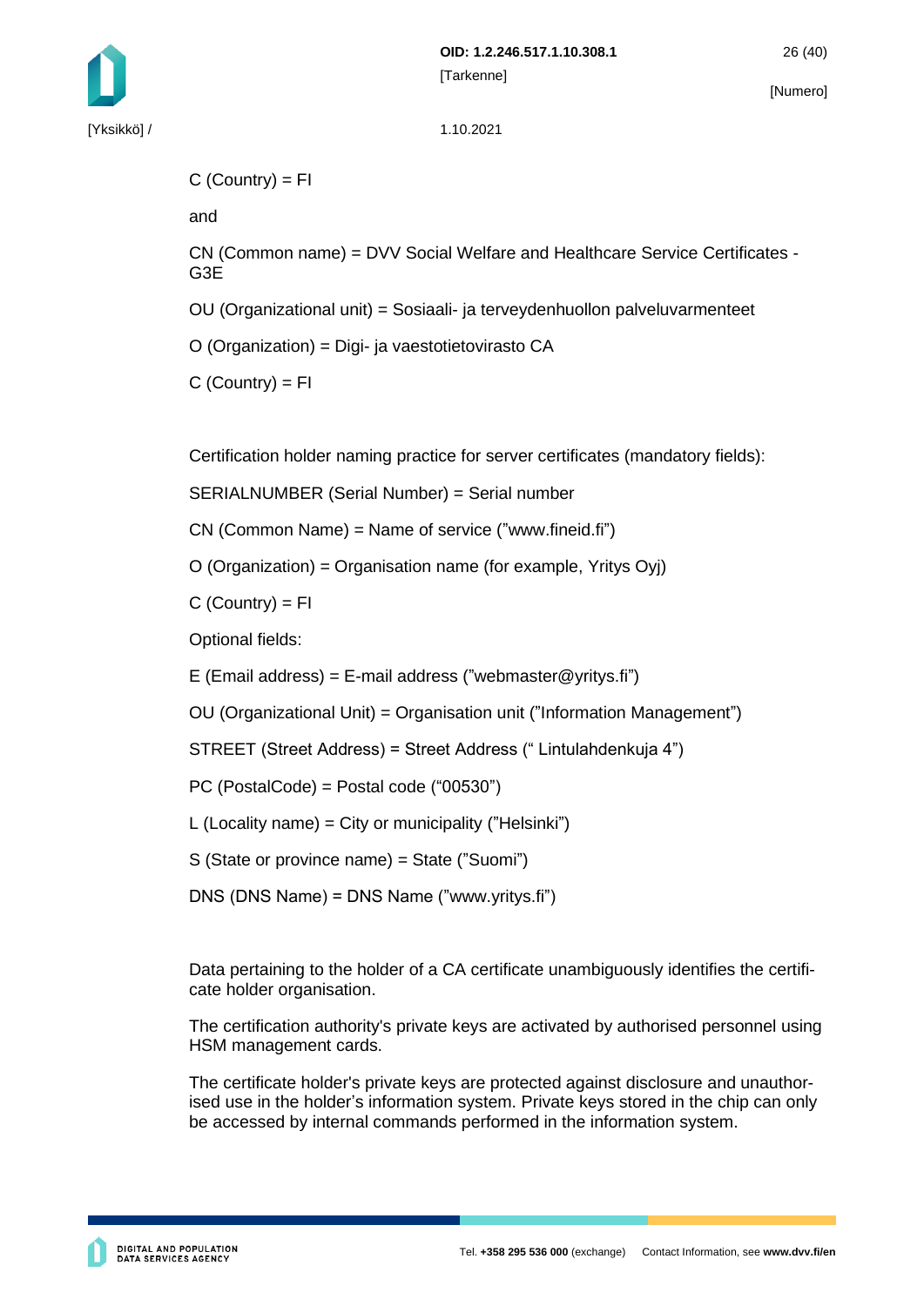C (Country) = FI

and

CN (Common name) = DVV Social Welfare and Healthcare Service Certificates - G3E

OU (Organizational unit) = Sosiaali- ja terveydenhuollon palveluvarmenteet

O (Organization) = Digi- ja vaestotietovirasto CA

C (Country) = FI

Certification holder naming practice for server certificates (mandatory fields):

SERIALNUMBER (Serial Number) = Serial number

CN (Common Name) = Name of service ("www.fineid.fi")

O (Organization) = Organisation name (for example, Yritys Oyj)

C (Country) = FI

Optional fields:

E (Email address) = E-mail address ("webmaster@yritys.fi")

OU (Organizational Unit) = Organisation unit ("Information Management")

STREET (Street Address) = Street Address (" Lintulahdenkuja 4")

PC (PostalCode) = Postal code ("00530")

L (Locality name) = City or municipality ("Helsinki")

S (State or province name) = State ("Suomi")

DNS (DNS Name) = DNS Name ("www.yritys.fi")

Data pertaining to the holder of a CA certificate unambiguously identifies the certificate holder organisation.

The certification authority's private keys are activated by authorised personnel using HSM management cards.

The certificate holder's private keys are protected against disclosure and unauthorised use in the holder's information system. Private keys stored in the chip can only be accessed by internal commands performed in the information system.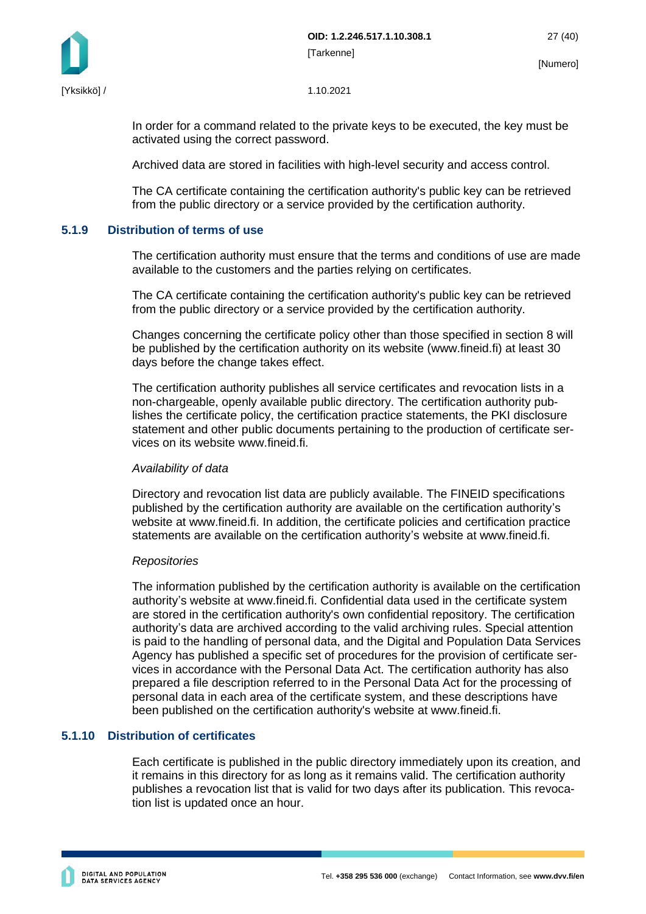In order for a command related to the private keys to be executed, the key must be activated using the correct password.

Archived data are stored in facilities with high-level security and access control.

The CA certificate containing the certification authority's public key can be retrieved from the public directory or a service provided by the certification authority.

### 5.1.9 Distribution of terms of use

The certification authority must ensure that the terms and conditions of use are made available to the customers and the parties relying on certificates.

The CA certificate containing the certification authority's public key can be retrieved from the public directory or a service provided by the certification authority.

Changes concerning the certificate policy other than those specified in section 8 will be published by the certification authority on its website (www.fineid.fi) at least 30 days before the change takes effect.

The certification authority publishes all service certificates and revocation lists in a non-chargeable, openly available public directory. The certification authority publishes the certificate policy, the certification practice statements, the PKI disclosure statement and other public documents pertaining to the production of certificate services on its website www.fineid.fi.

*Availability of data*

Directory and revocation list data are publicly available. The FINEID specifications published by the certification authority are available on the certification authority's website at www.fineid.fi. In addition, the certificate policies and certification practice statements are available on the certification authority's website at www.fineid.fi.

*Repositories*

The information published by the certification authority is available on the certification authority's website at www.fineid.fi. Confidential data used in the certificate system are stored in the certification authority's own confidential repository. The certification authority's data are archived according to the valid archiving rules. Special attention is paid to the handling of personal data, and the Digital and Population Data Services Agency has published a specific set of procedures for the provision of certificate services in accordance with the Personal Data Act. The certification authority has also prepared a file description referred to in the Personal Data Act for the processing of personal data in each area of the certificate system, and these descriptions have been published on the certification authority's website at www.fineid.fi.

### 5.1.10 Distribution of certificates

Each certificate is published in the public directory immediately upon its creation, and it remains in this directory for as long as it remains valid. The certification authority publishes a revocation list that is valid for two days after its publication. This revocation list is updated once an hour.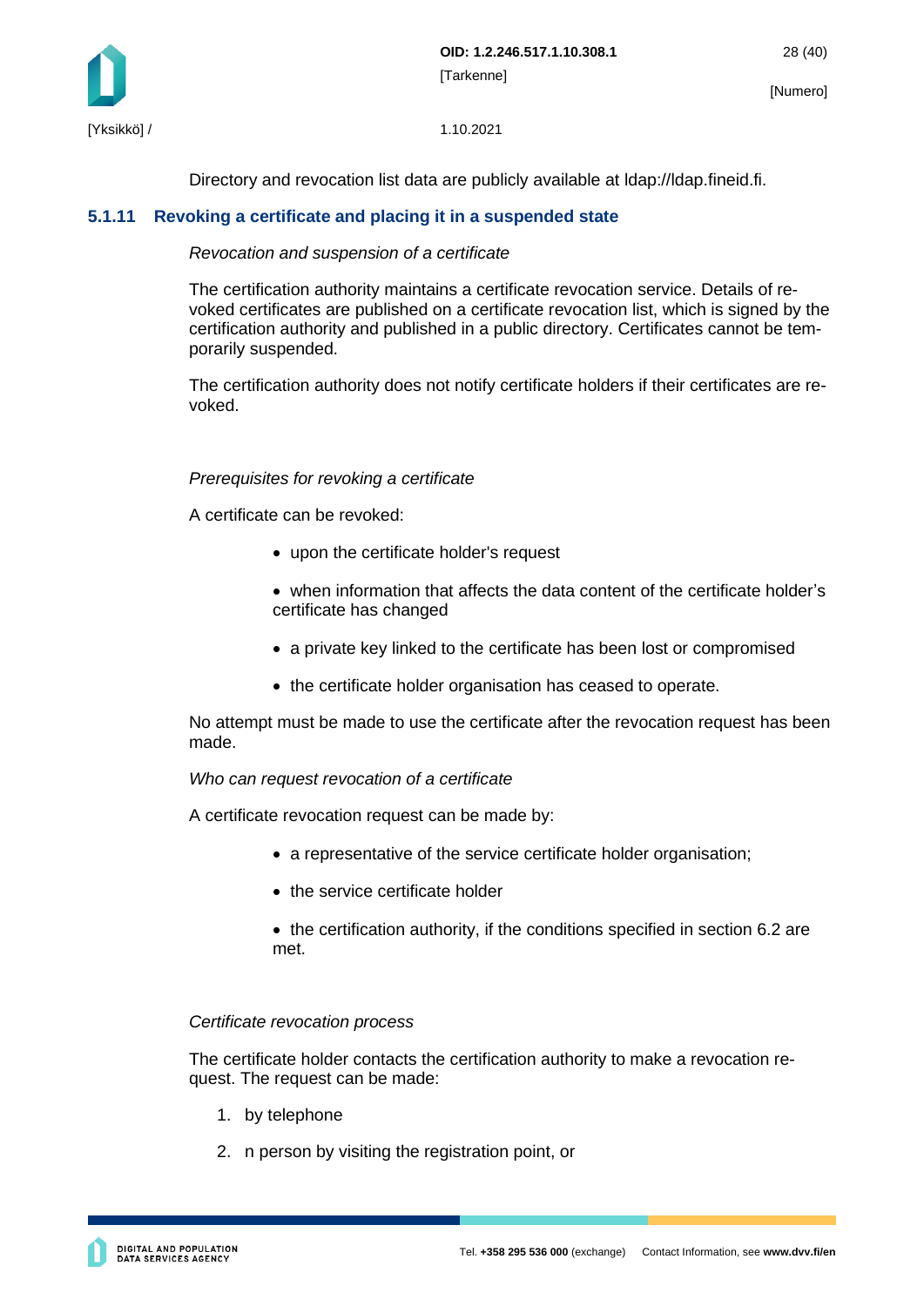Directory and revocation list data are publicly available at ldap://ldap.fineid.fi.

### 5.1.11 Revoking a certificate and placing it in a suspended state

*Revocation and suspension of a certificate*

The certification authority maintains a certificate revocation service. Details of revoked certificates are published on a certificate revocation list, which is signed by the certification authority and published in a public directory. Certificates cannot be temporarily suspended.

The certification authority does not notify certificate holders if their certificates are revoked.

*Prerequisites for revoking a certificate*

A certificate can be revoked:

- upon the certificate holder's request
- when information that affects the data content of the certificate holder's certificate has changed
- a private key linked to the certificate has been lost or compromised
- the certificate holder organisation has ceased to operate.

No attempt must be made to use the certificate after the revocation request has been made.

*Who can request revocation of a certificate*

A certificate revocation request can be made by:

- a representative of the service certificate holder organisation;
- the service certificate holder
- the certification authority, if the conditions specified in section 6.2 are met.

*Certificate revocation process*

The certificate holder contacts the certification authority to make a revocation request. The request can be made:

1. by telephone
2. n person by visiting the registration point, or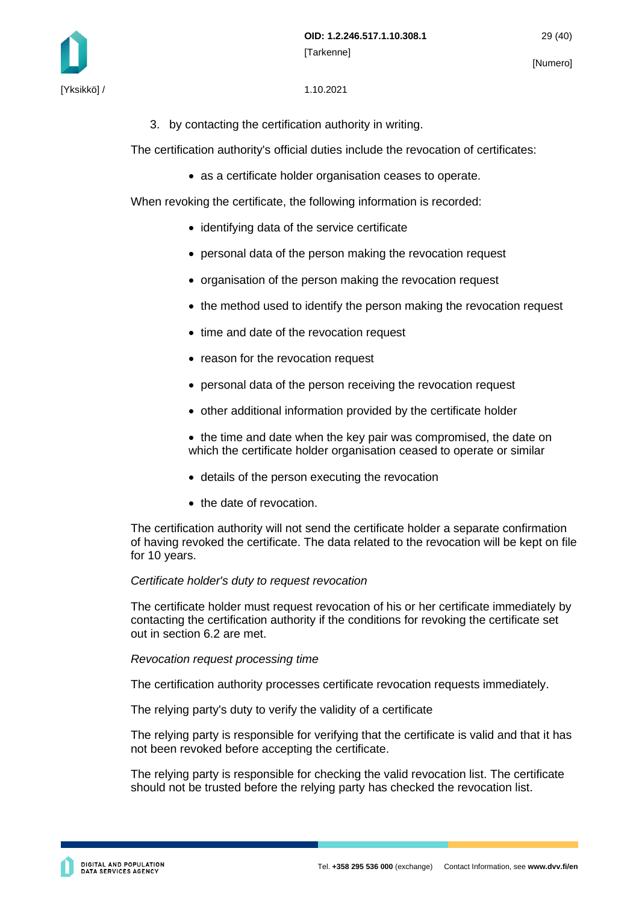3. by contacting the certification authority in writing.

The certification authority's official duties include the revocation of certificates:

- as a certificate holder organisation ceases to operate.

When revoking the certificate, the following information is recorded:

- identifying data of the service certificate
- personal data of the person making the revocation request
- organisation of the person making the revocation request
- the method used to identify the person making the revocation request
- time and date of the revocation request
- reason for the revocation request
- personal data of the person receiving the revocation request
- other additional information provided by the certificate holder
- the time and date when the key pair was compromised, the date on which the certificate holder organisation ceased to operate or similar
- details of the person executing the revocation
- the date of revocation.

The certification authority will not send the certificate holder a separate confirmation of having revoked the certificate. The data related to the revocation will be kept on file for 10 years.

*Certificate holder's duty to request revocation*

The certificate holder must request revocation of his or her certificate immediately by contacting the certification authority if the conditions for revoking the certificate set out in section 6.2 are met.

*Revocation request processing time*

The certification authority processes certificate revocation requests immediately.

The relying party's duty to verify the validity of a certificate

The relying party is responsible for verifying that the certificate is valid and that it has not been revoked before accepting the certificate.

The relying party is responsible for checking the valid revocation list. The certificate should not be trusted before the relying party has checked the revocation list.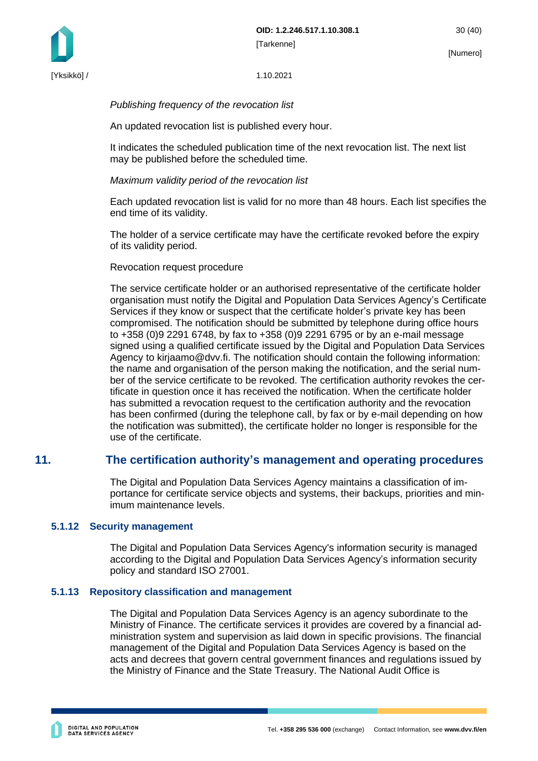*Publishing frequency of the revocation list*

An updated revocation list is published every hour.

It indicates the scheduled publication time of the next revocation list. The next list may be published before the scheduled time.

*Maximum validity period of the revocation list*

Each updated revocation list is valid for no more than 48 hours. Each list specifies the end time of its validity.

The holder of a service certificate may have the certificate revoked before the expiry of its validity period.

Revocation request procedure

The service certificate holder or an authorised representative of the certificate holder organisation must notify the Digital and Population Data Services Agency's Certificate Services if they know or suspect that the certificate holder's private key has been compromised. The notification should be submitted by telephone during office hours to +358 (0)9 2291 6748, by fax to +358 (0)9 2291 6795 or by an e-mail message signed using a qualified certificate issued by the Digital and Population Data Services Agency to kirjaamo@dvv.fi. The notification should contain the following information: the name and organisation of the person making the notification, and the serial number of the service certificate to be revoked. The certification authority revokes the certificate in question once it has received the notification. When the certificate holder has submitted a revocation request to the certification authority and the revocation has been confirmed (during the telephone call, by fax or by e-mail depending on how the notification was submitted), the certificate holder no longer is responsible for the use of the certificate.

# 11. The certification authority's management and operating procedures

The Digital and Population Data Services Agency maintains a classification of importance for certificate service objects and systems, their backups, priorities and minimum maintenance levels.

### 5.1.12 Security management

The Digital and Population Data Services Agency's information security is managed according to the Digital and Population Data Services Agency's information security policy and standard ISO 27001.

### 5.1.13 Repository classification and management

The Digital and Population Data Services Agency is an agency subordinate to the Ministry of Finance. The certificate services it provides are covered by a financial administration system and supervision as laid down in specific provisions. The financial management of the Digital and Population Data Services Agency is based on the acts and decrees that govern central government finances and regulations issued by the Ministry of Finance and the State Treasury. The National Audit Office is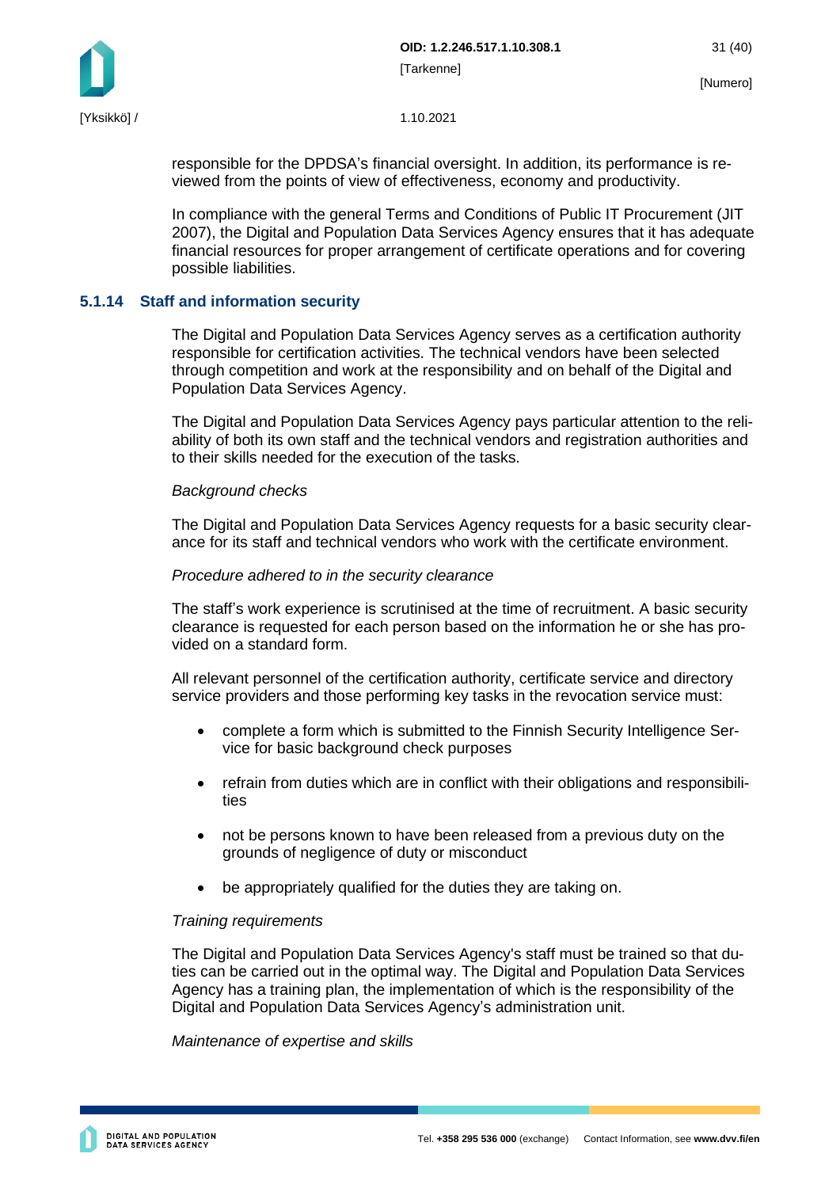responsible for the DPDSA's financial oversight. In addition, its performance is reviewed from the points of view of effectiveness, economy and productivity.

In compliance with the general Terms and Conditions of Public IT Procurement (JIT 2007), the Digital and Population Data Services Agency ensures that it has adequate financial resources for proper arrangement of certificate operations and for covering possible liabilities.

#### 5.1.14 Staff and information security

The Digital and Population Data Services Agency serves as a certification authority responsible for certification activities. The technical vendors have been selected through competition and work at the responsibility and on behalf of the Digital and Population Data Services Agency.

The Digital and Population Data Services Agency pays particular attention to the reliability of both its own staff and the technical vendors and registration authorities and to their skills needed for the execution of the tasks.

*Background checks*

The Digital and Population Data Services Agency requests for a basic security clearance for its staff and technical vendors who work with the certificate environment.

*Procedure adhered to in the security clearance*

The staff's work experience is scrutinised at the time of recruitment. A basic security clearance is requested for each person based on the information he or she has provided on a standard form.

All relevant personnel of the certification authority, certificate service and directory service providers and those performing key tasks in the revocation service must:

- complete a form which is submitted to the Finnish Security Intelligence Service for basic background check purposes
- refrain from duties which are in conflict with their obligations and responsibilities
- not be persons known to have been released from a previous duty on the grounds of negligence of duty or misconduct
- be appropriately qualified for the duties they are taking on.

*Training requirements*

The Digital and Population Data Services Agency's staff must be trained so that duties can be carried out in the optimal way. The Digital and Population Data Services Agency has a training plan, the implementation of which is the responsibility of the Digital and Population Data Services Agency's administration unit.

*Maintenance of expertise and skills*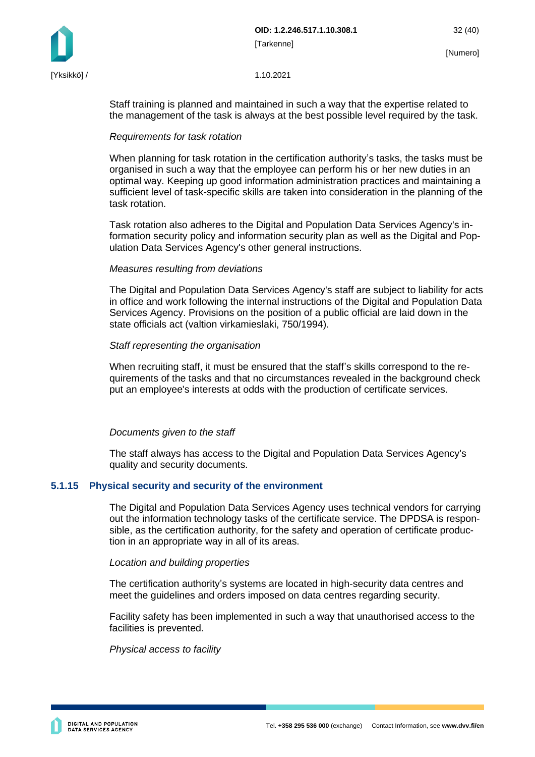Staff training is planned and maintained in such a way that the expertise related to the management of the task is always at the best possible level required by the task.

*Requirements for task rotation*

When planning for task rotation in the certification authority's tasks, the tasks must be organised in such a way that the employee can perform his or her new duties in an optimal way. Keeping up good information administration practices and maintaining a sufficient level of task-specific skills are taken into consideration in the planning of the task rotation.

Task rotation also adheres to the Digital and Population Data Services Agency's information security policy and information security plan as well as the Digital and Population Data Services Agency's other general instructions.

*Measures resulting from deviations*

The Digital and Population Data Services Agency's staff are subject to liability for acts in office and work following the internal instructions of the Digital and Population Data Services Agency. Provisions on the position of a public official are laid down in the state officials act (valtion virkamieslaki, 750/1994).

*Staff representing the organisation*

When recruiting staff, it must be ensured that the staff's skills correspond to the requirements of the tasks and that no circumstances revealed in the background check put an employee's interests at odds with the production of certificate services.

*Documents given to the staff*

The staff always has access to the Digital and Population Data Services Agency's quality and security documents.

### 5.1.15 Physical security and security of the environment

The Digital and Population Data Services Agency uses technical vendors for carrying out the information technology tasks of the certificate service. The DPDSA is responsible, as the certification authority, for the safety and operation of certificate production in an appropriate way in all of its areas.

*Location and building properties*

The certification authority's systems are located in high-security data centres and meet the guidelines and orders imposed on data centres regarding security.

Facility safety has been implemented in such a way that unauthorised access to the facilities is prevented.

*Physical access to facility*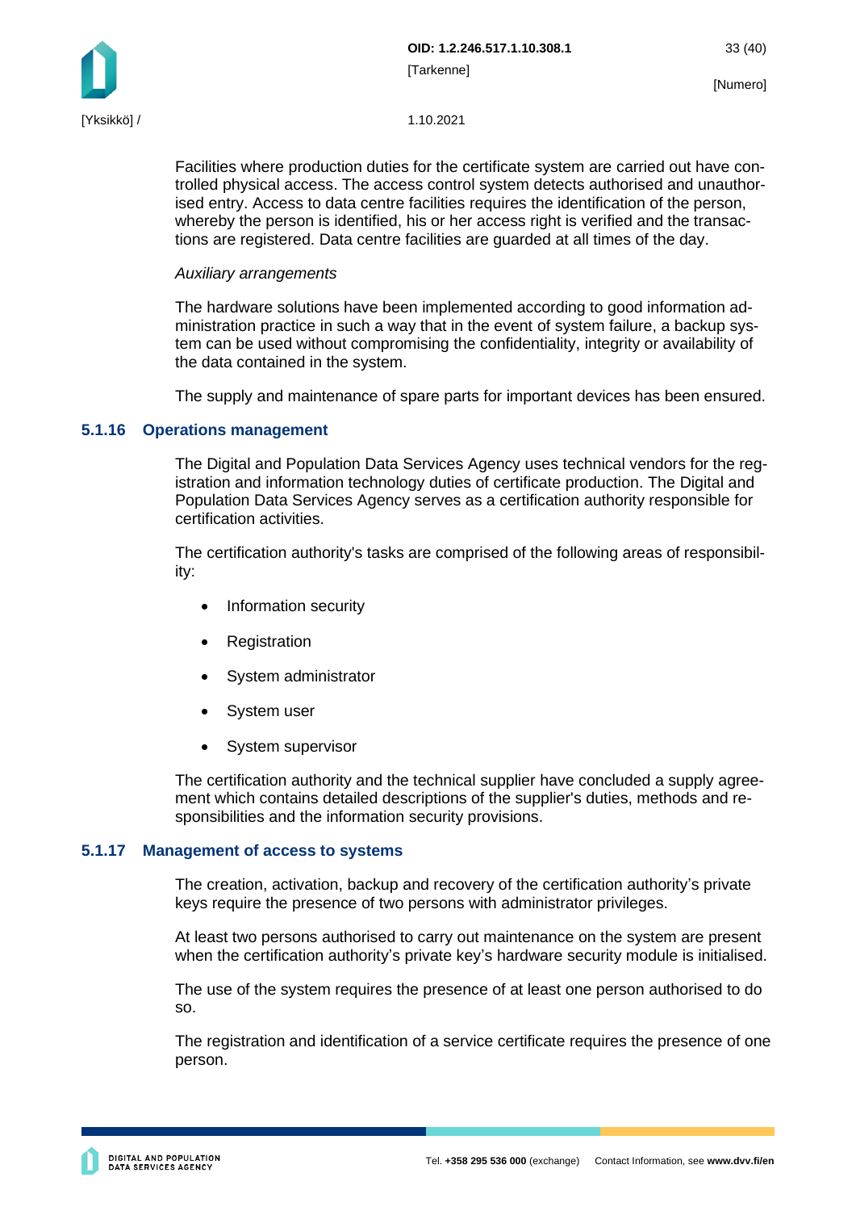Facilities where production duties for the certificate system are carried out have controlled physical access. The access control system detects authorised and unauthorised entry. Access to data centre facilities requires the identification of the person, whereby the person is identified, his or her access right is verified and the transactions are registered. Data centre facilities are guarded at all times of the day.

*Auxiliary arrangements*

The hardware solutions have been implemented according to good information administration practice in such a way that in the event of system failure, a backup system can be used without compromising the confidentiality, integrity or availability of the data contained in the system.

The supply and maintenance of spare parts for important devices has been ensured.

### 5.1.16 Operations management

The Digital and Population Data Services Agency uses technical vendors for the registration and information technology duties of certificate production. The Digital and Population Data Services Agency serves as a certification authority responsible for certification activities.

The certification authority's tasks are comprised of the following areas of responsibility:

- Information security
- Registration
- System administrator
- System user
- System supervisor

The certification authority and the technical supplier have concluded a supply agreement which contains detailed descriptions of the supplier's duties, methods and responsibilities and the information security provisions.

### 5.1.17 Management of access to systems

The creation, activation, backup and recovery of the certification authority's private keys require the presence of two persons with administrator privileges.

At least two persons authorised to carry out maintenance on the system are present when the certification authority's private key's hardware security module is initialised.

The use of the system requires the presence of at least one person authorised to do so.

The registration and identification of a service certificate requires the presence of one person.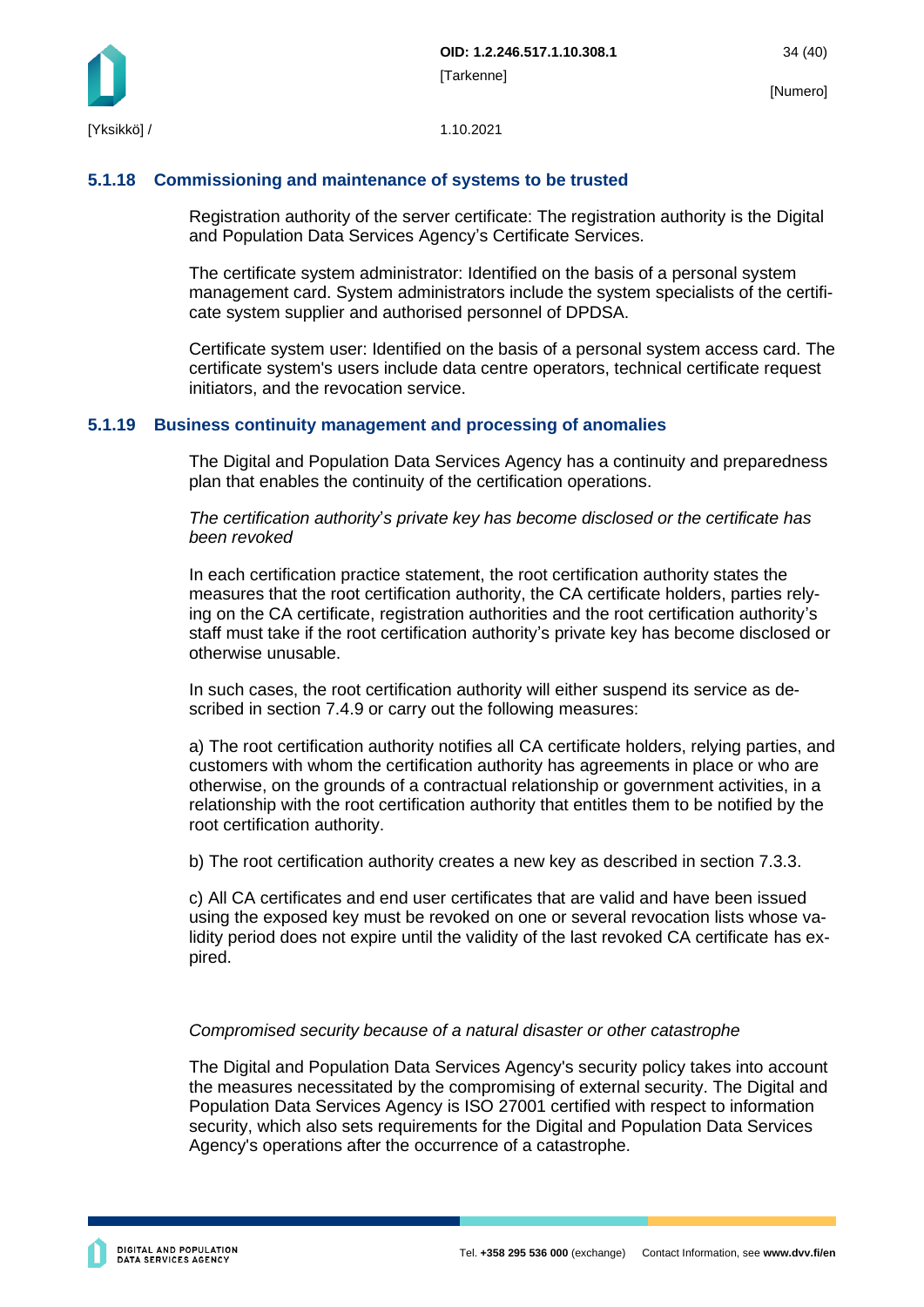### 5.1.18 Commissioning and maintenance of systems to be trusted

Registration authority of the server certificate: The registration authority is the Digital and Population Data Services Agency's Certificate Services.

The certificate system administrator: Identified on the basis of a personal system management card. System administrators include the system specialists of the certificate system supplier and authorised personnel of DPDSA.

Certificate system user: Identified on the basis of a personal system access card. The certificate system's users include data centre operators, technical certificate request initiators, and the revocation service.

### 5.1.19 Business continuity management and processing of anomalies

The Digital and Population Data Services Agency has a continuity and preparedness plan that enables the continuity of the certification operations.

*The certification authority's private key has become disclosed or the certificate has been revoked*

In each certification practice statement, the root certification authority states the measures that the root certification authority, the CA certificate holders, parties relying on the CA certificate, registration authorities and the root certification authority's staff must take if the root certification authority's private key has become disclosed or otherwise unusable.

In such cases, the root certification authority will either suspend its service as described in section 7.4.9 or carry out the following measures:

a) The root certification authority notifies all CA certificate holders, relying parties, and customers with whom the certification authority has agreements in place or who are otherwise, on the grounds of a contractual relationship or government activities, in a relationship with the root certification authority that entitles them to be notified by the root certification authority.

b) The root certification authority creates a new key as described in section 7.3.3.

c) All CA certificates and end user certificates that are valid and have been issued using the exposed key must be revoked on one or several revocation lists whose validity period does not expire until the validity of the last revoked CA certificate has expired.

*Compromised security because of a natural disaster or other catastrophe*

The Digital and Population Data Services Agency's security policy takes into account the measures necessitated by the compromising of external security. The Digital and Population Data Services Agency is ISO 27001 certified with respect to information security, which also sets requirements for the Digital and Population Data Services Agency's operations after the occurrence of a catastrophe.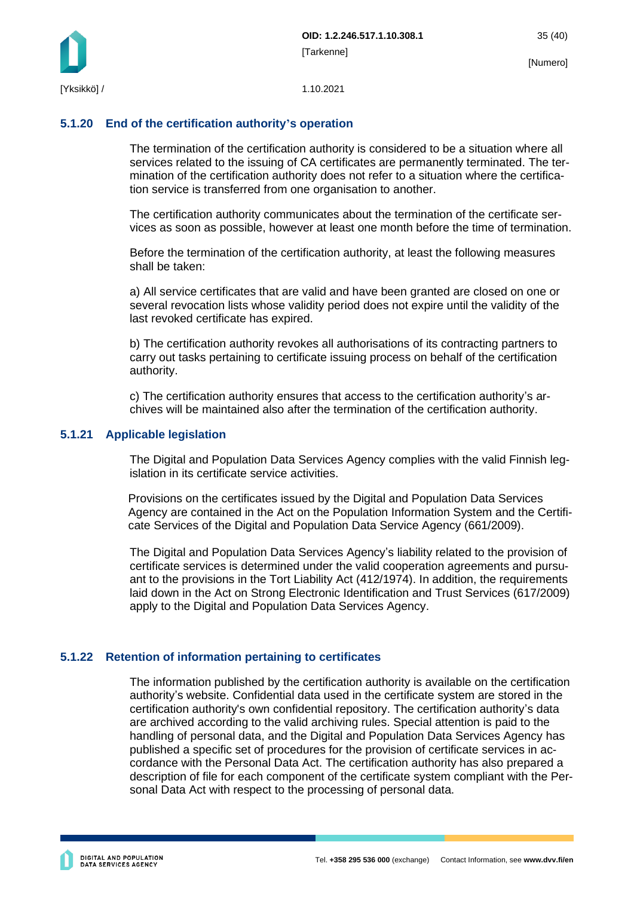### 5.1.20 End of the certification authority's operation

The termination of the certification authority is considered to be a situation where all services related to the issuing of CA certificates are permanently terminated. The termination of the certification authority does not refer to a situation where the certification service is transferred from one organisation to another.

The certification authority communicates about the termination of the certificate services as soon as possible, however at least one month before the time of termination.

Before the termination of the certification authority, at least the following measures shall be taken:

a) All service certificates that are valid and have been granted are closed on one or several revocation lists whose validity period does not expire until the validity of the last revoked certificate has expired.

b) The certification authority revokes all authorisations of its contracting partners to carry out tasks pertaining to certificate issuing process on behalf of the certification authority.

c) The certification authority ensures that access to the certification authority's archives will be maintained also after the termination of the certification authority.

### 5.1.21 Applicable legislation

The Digital and Population Data Services Agency complies with the valid Finnish legislation in its certificate service activities.

Provisions on the certificates issued by the Digital and Population Data Services Agency are contained in the Act on the Population Information System and the Certificate Services of the Digital and Population Data Service Agency (661/2009).

The Digital and Population Data Services Agency's liability related to the provision of certificate services is determined under the valid cooperation agreements and pursuant to the provisions in the Tort Liability Act (412/1974). In addition, the requirements laid down in the Act on Strong Electronic Identification and Trust Services (617/2009) apply to the Digital and Population Data Services Agency.

### 5.1.22 Retention of information pertaining to certificates

The information published by the certification authority is available on the certification authority's website. Confidential data used in the certificate system are stored in the certification authority's own confidential repository. The certification authority's data are archived according to the valid archiving rules. Special attention is paid to the handling of personal data, and the Digital and Population Data Services Agency has published a specific set of procedures for the provision of certificate services in accordance with the Personal Data Act. The certification authority has also prepared a description of file for each component of the certificate system compliant with the Personal Data Act with respect to the processing of personal data.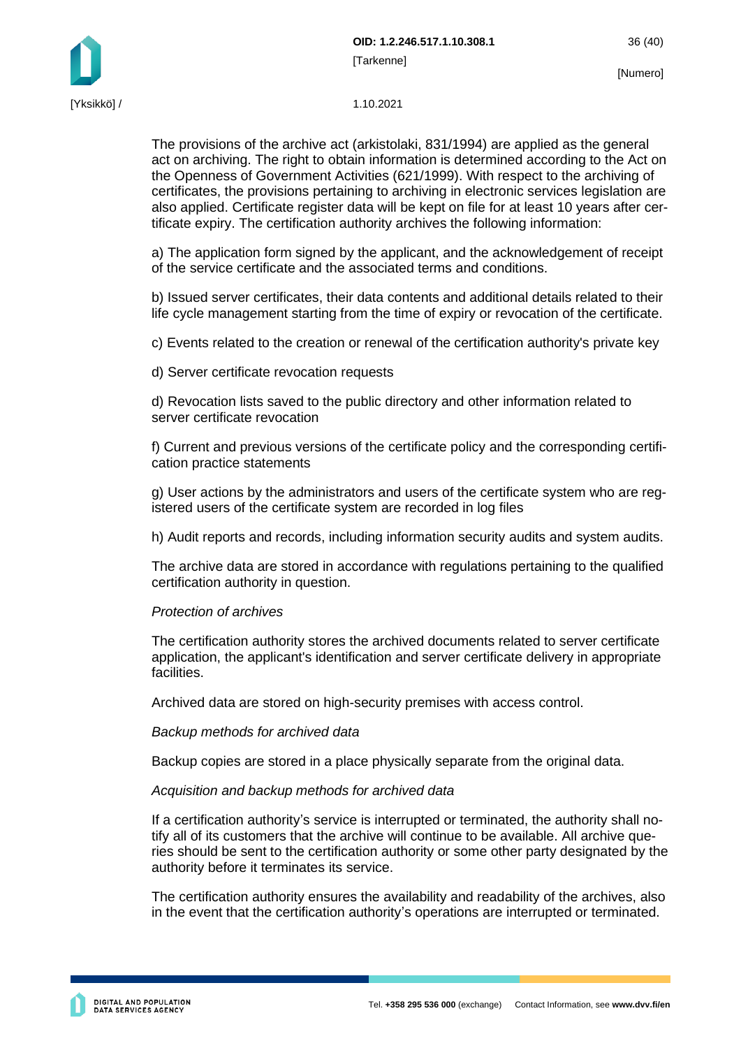The provisions of the archive act (arkistolaki, 831/1994) are applied as the general act on archiving. The right to obtain information is determined according to the Act on the Openness of Government Activities (621/1999). With respect to the archiving of certificates, the provisions pertaining to archiving in electronic services legislation are also applied. Certificate register data will be kept on file for at least 10 years after certificate expiry. The certification authority archives the following information:

a) The application form signed by the applicant, and the acknowledgement of receipt of the service certificate and the associated terms and conditions.

b) Issued server certificates, their data contents and additional details related to their life cycle management starting from the time of expiry or revocation of the certificate.

c) Events related to the creation or renewal of the certification authority's private key

d) Server certificate revocation requests

d) Revocation lists saved to the public directory and other information related to server certificate revocation

f) Current and previous versions of the certificate policy and the corresponding certification practice statements

g) User actions by the administrators and users of the certificate system who are registered users of the certificate system are recorded in log files

h) Audit reports and records, including information security audits and system audits.

The archive data are stored in accordance with regulations pertaining to the qualified certification authority in question.

*Protection of archives*

The certification authority stores the archived documents related to server certificate application, the applicant's identification and server certificate delivery in appropriate facilities.

Archived data are stored on high-security premises with access control.

*Backup methods for archived data*

Backup copies are stored in a place physically separate from the original data.

*Acquisition and backup methods for archived data*

If a certification authority's service is interrupted or terminated, the authority shall notify all of its customers that the archive will continue to be available. All archive queries should be sent to the certification authority or some other party designated by the authority before it terminates its service.

The certification authority ensures the availability and readability of the archives, also in the event that the certification authority's operations are interrupted or terminated.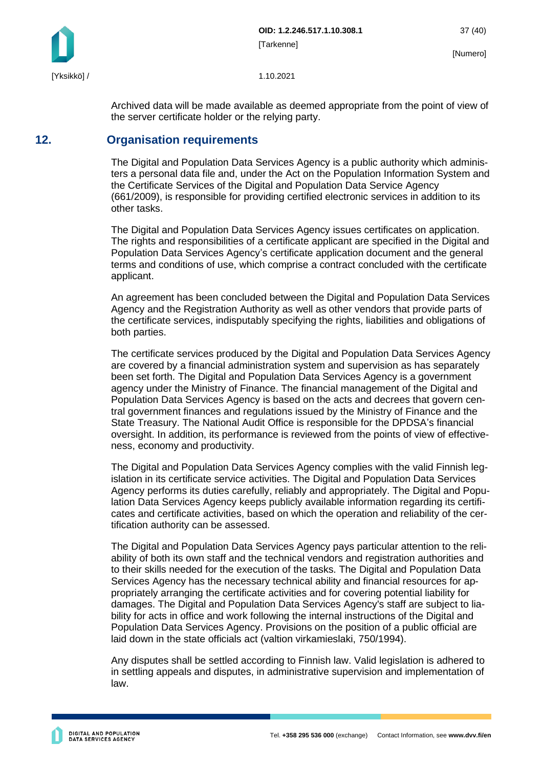Archived data will be made available as deemed appropriate from the point of view of the server certificate holder or the relying party.

## 12. Organisation requirements

The Digital and Population Data Services Agency is a public authority which administers a personal data file and, under the Act on the Population Information System and the Certificate Services of the Digital and Population Data Service Agency (661/2009), is responsible for providing certified electronic services in addition to its other tasks.

The Digital and Population Data Services Agency issues certificates on application. The rights and responsibilities of a certificate applicant are specified in the Digital and Population Data Services Agency's certificate application document and the general terms and conditions of use, which comprise a contract concluded with the certificate applicant.

An agreement has been concluded between the Digital and Population Data Services Agency and the Registration Authority as well as other vendors that provide parts of the certificate services, indisputably specifying the rights, liabilities and obligations of both parties.

The certificate services produced by the Digital and Population Data Services Agency are covered by a financial administration system and supervision as has separately been set forth. The Digital and Population Data Services Agency is a government agency under the Ministry of Finance. The financial management of the Digital and Population Data Services Agency is based on the acts and decrees that govern central government finances and regulations issued by the Ministry of Finance and the State Treasury. The National Audit Office is responsible for the DPDSA's financial oversight. In addition, its performance is reviewed from the points of view of effectiveness, economy and productivity.

The Digital and Population Data Services Agency complies with the valid Finnish legislation in its certificate service activities. The Digital and Population Data Services Agency performs its duties carefully, reliably and appropriately. The Digital and Population Data Services Agency keeps publicly available information regarding its certificates and certificate activities, based on which the operation and reliability of the certification authority can be assessed.

The Digital and Population Data Services Agency pays particular attention to the reliability of both its own staff and the technical vendors and registration authorities and to their skills needed for the execution of the tasks. The Digital and Population Data Services Agency has the necessary technical ability and financial resources for appropriately arranging the certificate activities and for covering potential liability for damages. The Digital and Population Data Services Agency's staff are subject to liability for acts in office and work following the internal instructions of the Digital and Population Data Services Agency. Provisions on the position of a public official are laid down in the state officials act (valtion virkamieslaki, 750/1994).

Any disputes shall be settled according to Finnish law. Valid legislation is adhered to in settling appeals and disputes, in administrative supervision and implementation of law.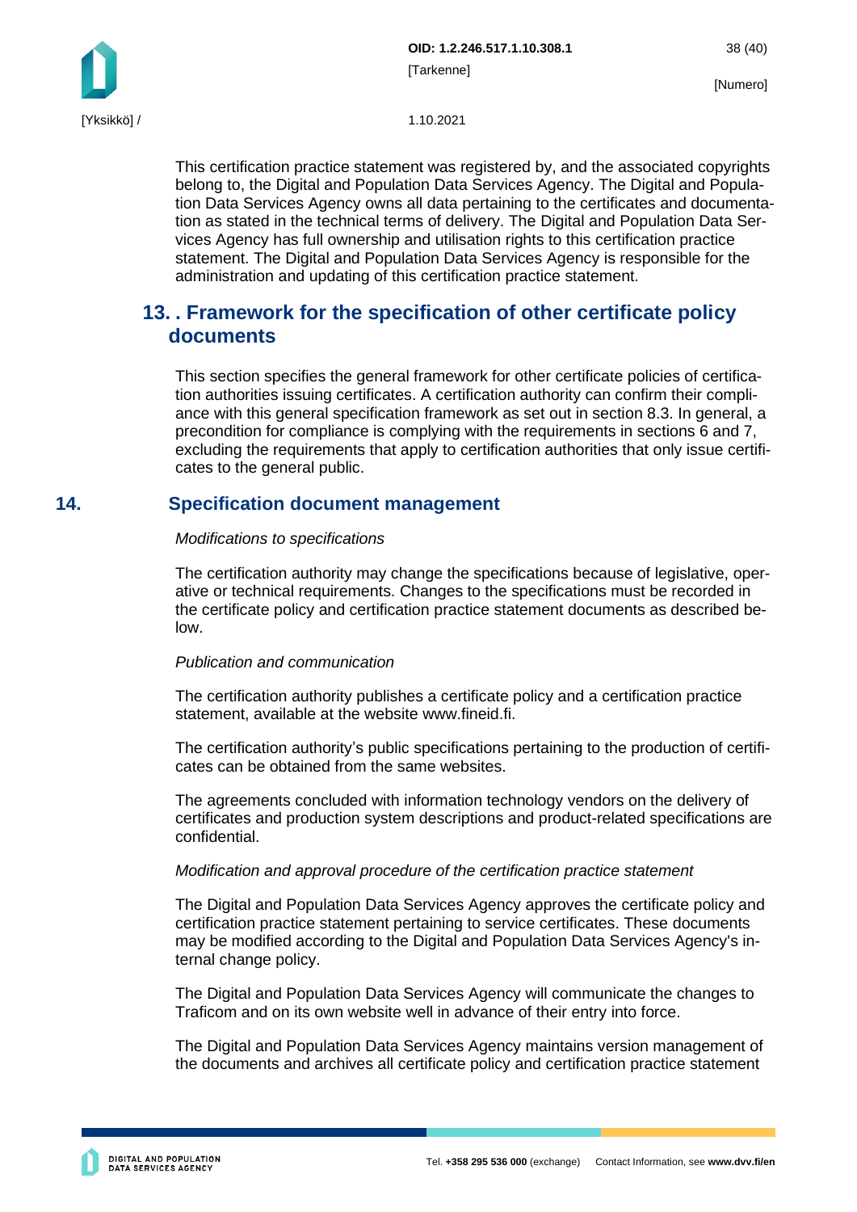This certification practice statement was registered by, and the associated copyrights belong to, the Digital and Population Data Services Agency. The Digital and Population Data Services Agency owns all data pertaining to the certificates and documentation as stated in the technical terms of delivery. The Digital and Population Data Services Agency has full ownership and utilisation rights to this certification practice statement. The Digital and Population Data Services Agency is responsible for the administration and updating of this certification practice statement.

## 13. . Framework for the specification of other certificate policy documents

This section specifies the general framework for other certificate policies of certification authorities issuing certificates. A certification authority can confirm their compliance with this general specification framework as set out in section 8.3. In general, a precondition for compliance is complying with the requirements in sections 6 and 7, excluding the requirements that apply to certification authorities that only issue certificates to the general public.

## 14. Specification document management

*Modifications to specifications*

The certification authority may change the specifications because of legislative, operative or technical requirements. Changes to the specifications must be recorded in the certificate policy and certification practice statement documents as described below.

*Publication and communication*

The certification authority publishes a certificate policy and a certification practice statement, available at the website www.fineid.fi.

The certification authority's public specifications pertaining to the production of certificates can be obtained from the same websites.

The agreements concluded with information technology vendors on the delivery of certificates and production system descriptions and product-related specifications are confidential.

*Modification and approval procedure of the certification practice statement*

The Digital and Population Data Services Agency approves the certificate policy and certification practice statement pertaining to service certificates. These documents may be modified according to the Digital and Population Data Services Agency's internal change policy.

The Digital and Population Data Services Agency will communicate the changes to Traficom and on its own website well in advance of their entry into force.

The Digital and Population Data Services Agency maintains version management of the documents and archives all certificate policy and certification practice statement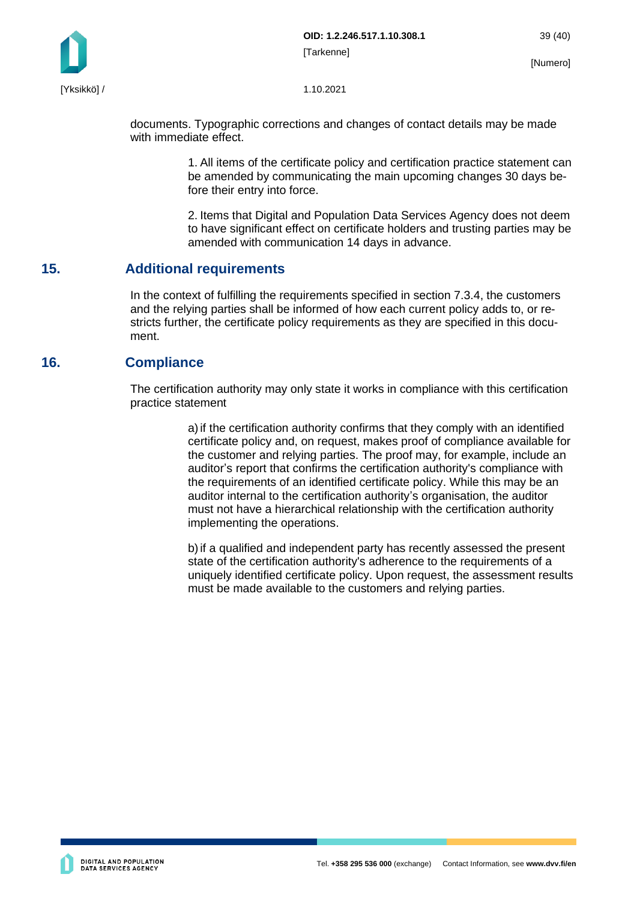documents. Typographic corrections and changes of contact details may be made with immediate effect.

1. All items of the certificate policy and certification practice statement can be amended by communicating the main upcoming changes 30 days before their entry into force.

2. Items that Digital and Population Data Services Agency does not deem to have significant effect on certificate holders and trusting parties may be amended with communication 14 days in advance.

## 15. Additional requirements

In the context of fulfilling the requirements specified in section 7.3.4, the customers and the relying parties shall be informed of how each current policy adds to, or restricts further, the certificate policy requirements as they are specified in this document.

## 16. Compliance

The certification authority may only state it works in compliance with this certification practice statement

a) if the certification authority confirms that they comply with an identified certificate policy and, on request, makes proof of compliance available for the customer and relying parties. The proof may, for example, include an auditor's report that confirms the certification authority's compliance with the requirements of an identified certificate policy. While this may be an auditor internal to the certification authority's organisation, the auditor must not have a hierarchical relationship with the certification authority implementing the operations.

b) if a qualified and independent party has recently assessed the present state of the certification authority's adherence to the requirements of a uniquely identified certificate policy. Upon request, the assessment results must be made available to the customers and relying parties.